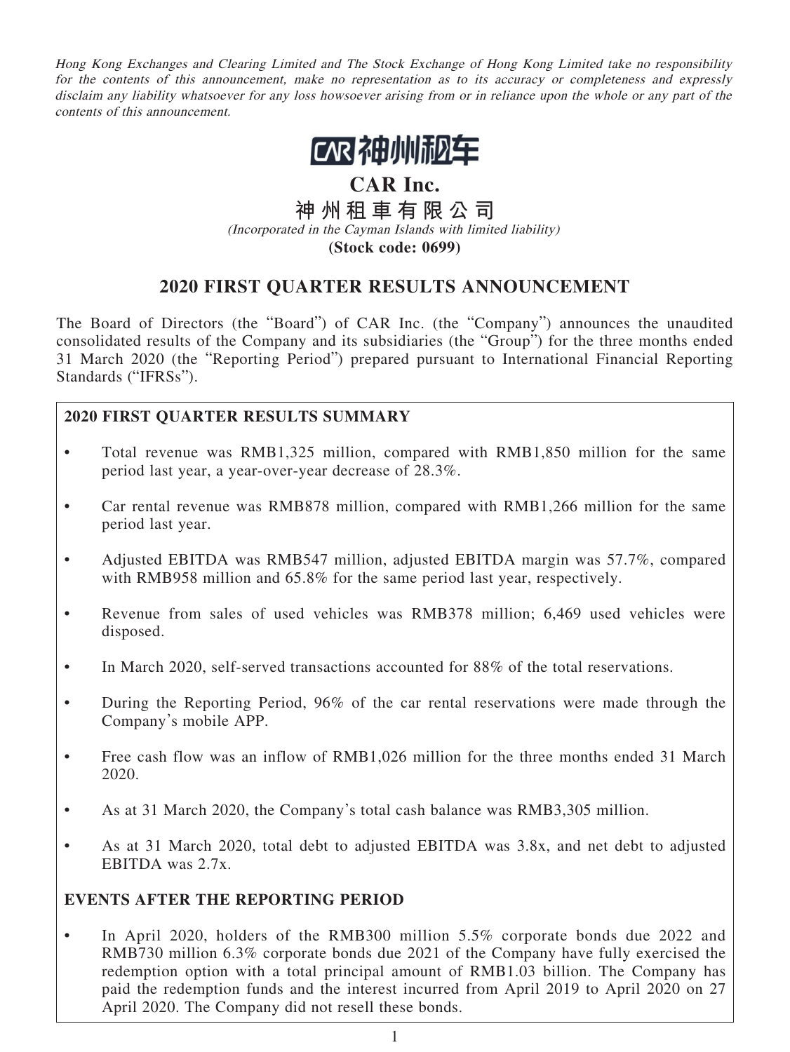*Hong Kong Exchanges and Clearing Limited and The Stock Exchange of Hong Kong Limited take no responsibility for the contents of this announcement, make no representation as to its accuracy or completeness and expressly disclaim any liability whatsoever for any loss howsoever arising from or in reliance upon the whole or any part of the contents of this announcement.*

CAR 神州租车

# CAR Inc.

# 神州租車有限公司

*(Incorporated in the Cayman Islands with limited liability)*

**(Stock code: 0699)**

## 2020 FIRST QUARTER RESULTS ANNOUNCEMENT

The Board of Directors (the "Board") of CAR Inc. (the "Company") announces the unaudited consolidated results of the Company and its subsidiaries (the "Group") for the three months ended 31 March 2020 (the "Reporting Period") prepared pursuant to International Financial Reporting Standards ("IFRSs").

### 2020 FIRST QUARTER RESULTS SUMMARY

- Total revenue was RMB1,325 million, compared with RMB1,850 million for the same period last year, a year-over-year decrease of 28.3%.
- Car rental revenue was RMB878 million, compared with RMB1,266 million for the same period last year.
- Adjusted EBITDA was RMB547 million, adjusted EBITDA margin was 57.7%, compared with RMB958 million and 65.8% for the same period last year, respectively.
- Revenue from sales of used vehicles was RMB378 million; 6,469 used vehicles were disposed.
- In March 2020, self-served transactions accounted for 88% of the total reservations.
- During the Reporting Period, 96% of the car rental reservations were made through the Company's mobile APP.
- Free cash flow was an inflow of RMB1,026 million for the three months ended 31 March 2020.
- As at 31 March 2020, the Company's total cash balance was RMB3,305 million.
- As at 31 March 2020, total debt to adjusted EBITDA was 3.8x, and net debt to adjusted EBITDA was 2.7x.

### EVENTS AFTER THE REPORTING PERIOD

- In April 2020, holders of the RMB300 million 5.5% corporate bonds due 2022 and RMB730 million 6.3% corporate bonds due 2021 of the Company have fully exercised the redemption option with a total principal amount of RMB1.03 billion. The Company has paid the redemption funds and the interest incurred from April 2019 to April 2020 on 27 April 2020. The Company did not resell these bonds.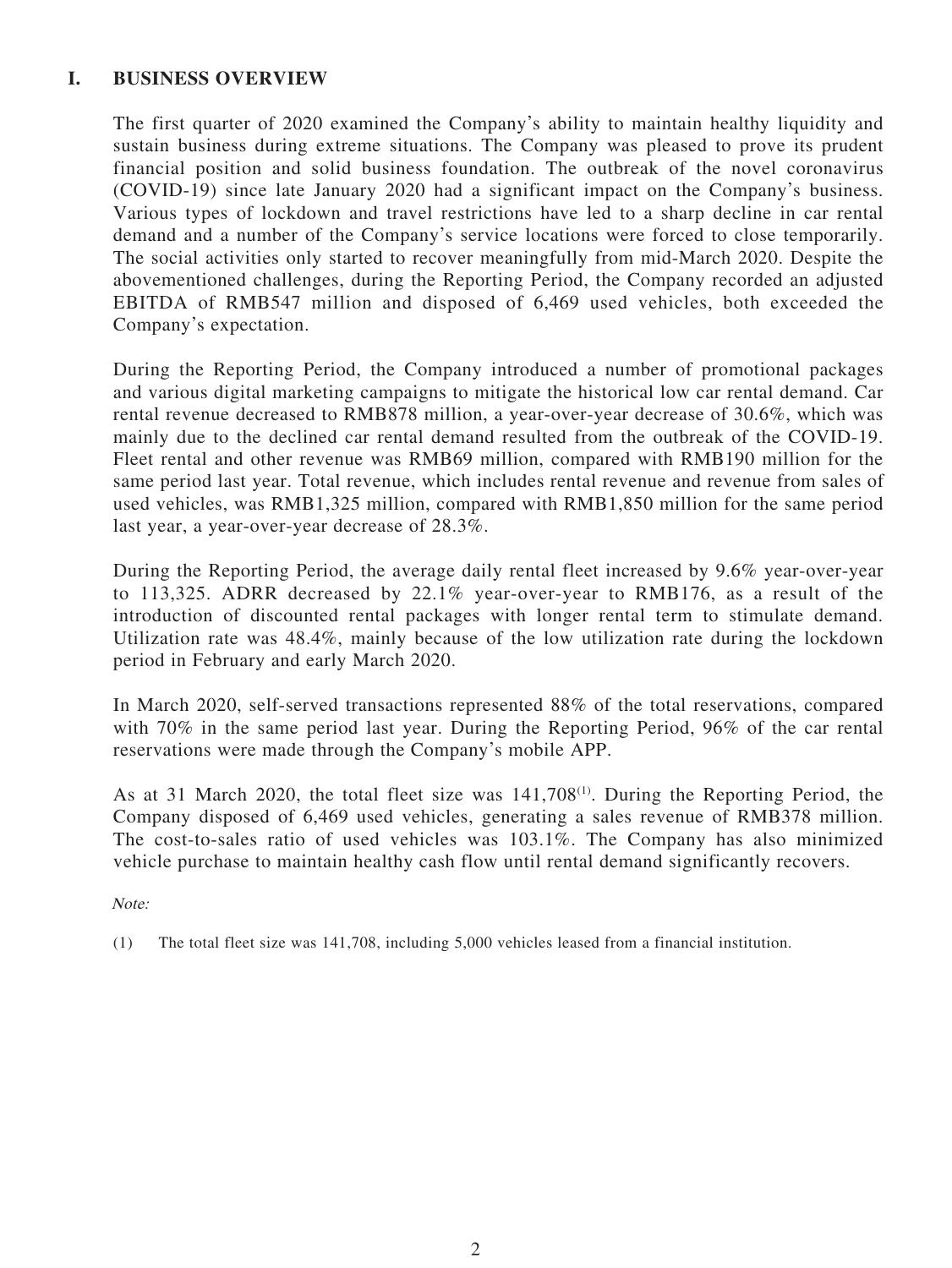## I. BUSINESS OVERVIEW

The first quarter of 2020 examined the Company's ability to maintain healthy liquidity and sustain business during extreme situations. The Company was pleased to prove its prudent financial position and solid business foundation. The outbreak of the novel coronavirus (COVID-19) since late January 2020 had a significant impact on the Company's business. Various types of lockdown and travel restrictions have led to a sharp decline in car rental demand and a number of the Company's service locations were forced to close temporarily. The social activities only started to recover meaningfully from mid-March 2020. Despite the abovementioned challenges, during the Reporting Period, the Company recorded an adjusted EBITDA of RMB547 million and disposed of 6,469 used vehicles, both exceeded the Company's expectation.

During the Reporting Period, the Company introduced a number of promotional packages and various digital marketing campaigns to mitigate the historical low car rental demand. Car rental revenue decreased to RMB878 million, a year-over-year decrease of 30.6%, which was mainly due to the declined car rental demand resulted from the outbreak of the COVID-19. Fleet rental and other revenue was RMB69 million, compared with RMB190 million for the same period last year. Total revenue, which includes rental revenue and revenue from sales of used vehicles, was RMB1,325 million, compared with RMB1,850 million for the same period last year, a year-over-year decrease of 28.3%.

During the Reporting Period, the average daily rental fleet increased by 9.6% year-over-year to 113,325. ADRR decreased by 22.1% year-over-year to RMB176, as a result of the introduction of discounted rental packages with longer rental term to stimulate demand. Utilization rate was 48.4%, mainly because of the low utilization rate during the lockdown period in February and early March 2020.

In March 2020, self-served transactions represented 88% of the total reservations, compared with 70% in the same period last year. During the Reporting Period, 96% of the car rental reservations were made through the Company's mobile APP.

As at 31 March 2020, the total fleet size was 141,708(1). During the Reporting Period, the Company disposed of 6,469 used vehicles, generating a sales revenue of RMB378 million. The cost-to-sales ratio of used vehicles was 103.1%. The Company has also minimized vehicle purchase to maintain healthy cash flow until rental demand significantly recovers.

*Note:*

(1) The total fleet size was 141,708, including 5,000 vehicles leased from a financial institution.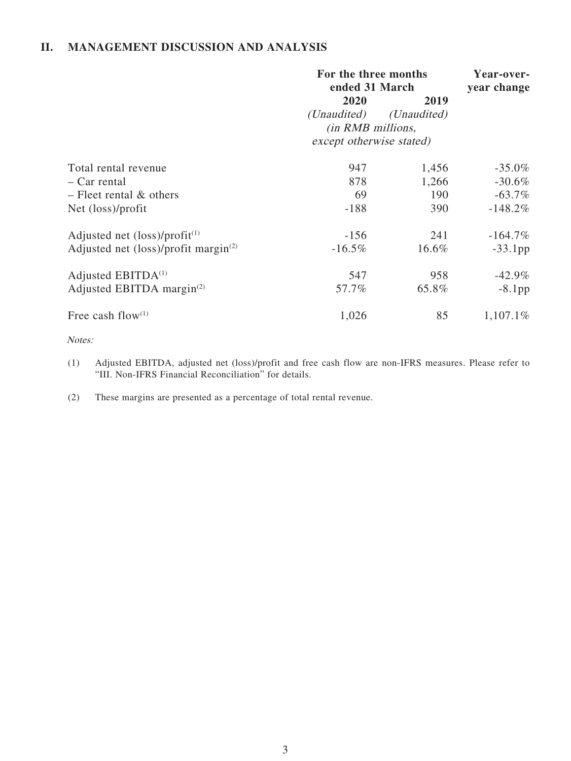## II. MANAGEMENT DISCUSSION AND ANALYSIS

| | For the three months ended 31 March | | Year-over-year change |
|---|---|---|---|
| | 2020 | 2019 | |
| | *(Unaudited)* | *(Unaudited)* | |
| | *(in RMB millions, except otherwise stated)* | | |
| Total rental revenue | 947 | 1,456 | -35.0% |
| – Car rental | 878 | 1,266 | -30.6% |
| – Fleet rental & others | 69 | 190 | -63.7% |
| Net (loss)/profit | -188 | 390 | -148.2% |
| Adjusted net (loss)/profit[(1)] | -156 | 241 | -164.7% |
| Adjusted net (loss)/profit margin[(2)] | -16.5% | 16.6% | -33.1pp |
| Adjusted EBITDA[(1)] | 547 | 958 | -42.9% |
| Adjusted EBITDA margin[(2)] | 57.7% | 65.8% | -8.1pp |
| Free cash flow[(1)] | 1,026 | 85 | 1,107.1% |

*Notes:*

(1) Adjusted EBITDA, adjusted net (loss)/profit and free cash flow are non-IFRS measures. Please refer to "III. Non-IFRS Financial Reconciliation" for details.

(2) These margins are presented as a percentage of total rental revenue.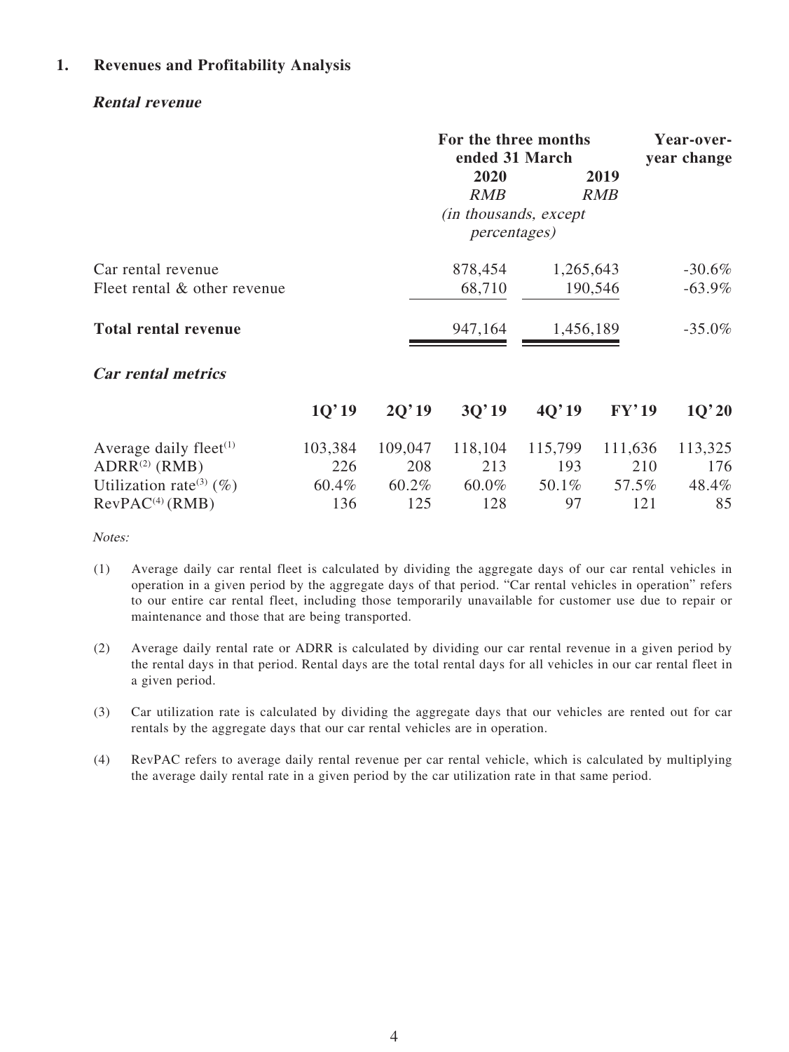### 1. Revenues and Profitability Analysis

***Rental revenue***

| | For the three months ended 31 March | | Year-over-year change |
|---|---|---|---|
| | 2020 | 2019 | |
| | *RMB* | *RMB* | |
| | *(in thousands, except percentages)* | | |
| Car rental revenue | 878,454 | 1,265,643 | -30.6% |
| Fleet rental & other revenue | 68,710 | 190,546 | -63.9% |
| **Total rental revenue** | 947,164 | 1,456,189 | -35.0% |

***Car rental metrics***

| | 1Q'19 | 2Q'19 | 3Q'19 | 4Q'19 | FY'19 | 1Q'20 |
|---|---|---|---|---|---|---|
| Average daily fleet[(1)] | 103,384 | 109,047 | 118,104 | 115,799 | 111,636 | 113,325 |
| ADRR[(2)] (RMB) | 226 | 208 | 213 | 193 | 210 | 176 |
| Utilization rate[(3)] (%) | 60.4% | 60.2% | 60.0% | 50.1% | 57.5% | 48.4% |
| RevPAC[(4)] (RMB) | 136 | 125 | 128 | 97 | 121 | 85 |

*Notes:*

(1) Average daily car rental fleet is calculated by dividing the aggregate days of our car rental vehicles in operation in a given period by the aggregate days of that period. "Car rental vehicles in operation" refers to our entire car rental fleet, including those temporarily unavailable for customer use due to repair or maintenance and those that are being transported.

(2) Average daily rental rate or ADRR is calculated by dividing our car rental revenue in a given period by the rental days in that period. Rental days are the total rental days for all vehicles in our car rental fleet in a given period.

(3) Car utilization rate is calculated by dividing the aggregate days that our vehicles are rented out for car rentals by the aggregate days that our car rental vehicles are in operation.

(4) RevPAC refers to average daily rental revenue per car rental vehicle, which is calculated by multiplying the average daily rental rate in a given period by the car utilization rate in that same period.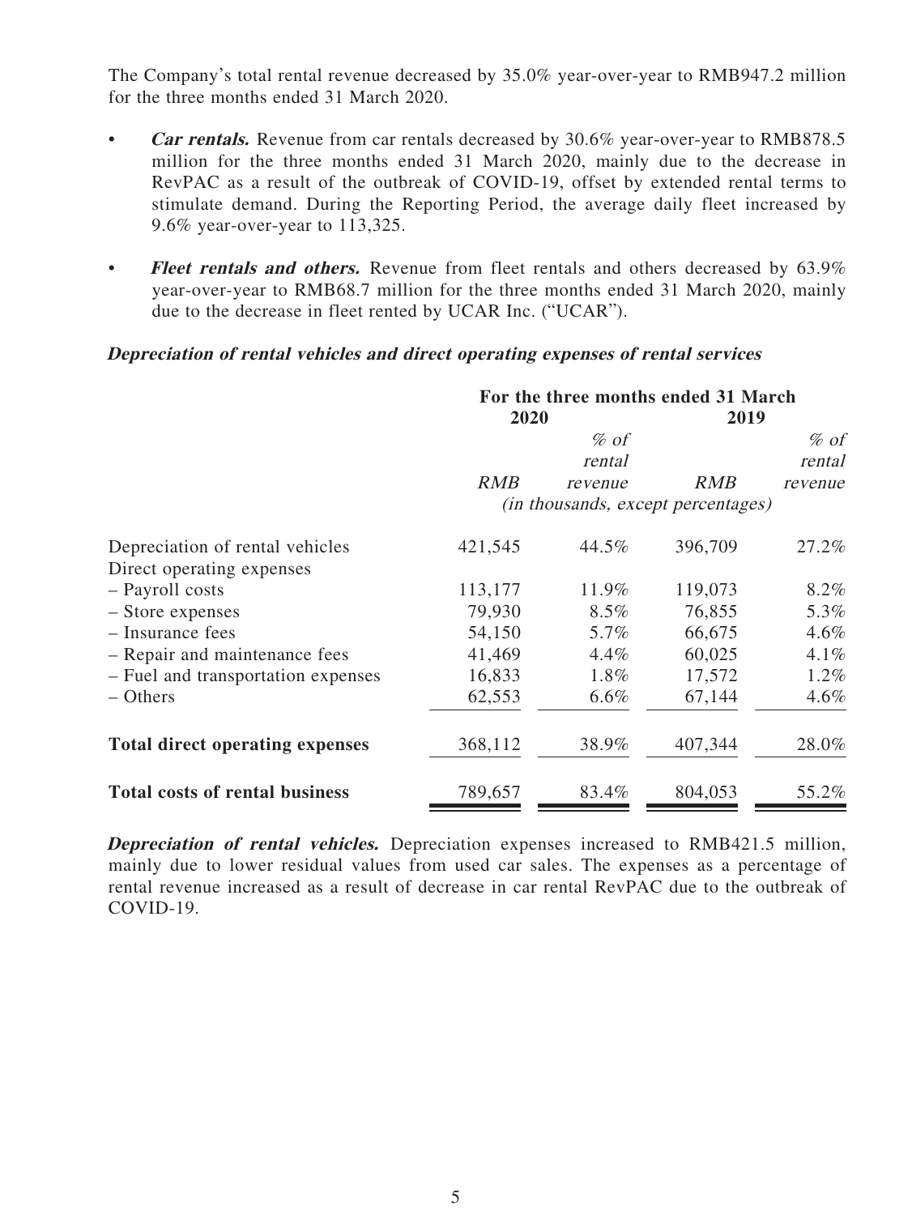The Company's total rental revenue decreased by 35.0% year-over-year to RMB947.2 million for the three months ended 31 March 2020.

- ***Car rentals.*** Revenue from car rentals decreased by 30.6% year-over-year to RMB878.5 million for the three months ended 31 March 2020, mainly due to the decrease in RevPAC as a result of the outbreak of COVID-19, offset by extended rental terms to stimulate demand. During the Reporting Period, the average daily fleet increased by 9.6% year-over-year to 113,325.
- ***Fleet rentals and others.*** Revenue from fleet rentals and others decreased by 63.9% year-over-year to RMB68.7 million for the three months ended 31 March 2020, mainly due to the decrease in fleet rented by UCAR Inc. ("UCAR").

***Depreciation of rental vehicles and direct operating expenses of rental services***

| | For the three months ended 31 March | | | |
|---|---|---|---|---|
| | 2020 | | 2019 | |
| | *RMB* | *% of rental revenue* | *RMB* | *% of rental revenue* |
| | *(in thousands, except percentages)* | | | |
| Depreciation of rental vehicles | 421,545 | 44.5% | 396,709 | 27.2% |
| Direct operating expenses | | | | |
| – Payroll costs | 113,177 | 11.9% | 119,073 | 8.2% |
| – Store expenses | 79,930 | 8.5% | 76,855 | 5.3% |
| – Insurance fees | 54,150 | 5.7% | 66,675 | 4.6% |
| – Repair and maintenance fees | 41,469 | 4.4% | 60,025 | 4.1% |
| – Fuel and transportation expenses | 16,833 | 1.8% | 17,572 | 1.2% |
| – Others | 62,553 | 6.6% | 67,144 | 4.6% |
| **Total direct operating expenses** | 368,112 | 38.9% | 407,344 | 28.0% |
| **Total costs of rental business** | 789,657 | 83.4% | 804,053 | 55.2% |

***Depreciation of rental vehicles.*** Depreciation expenses increased to RMB421.5 million, mainly due to lower residual values from used car sales. The expenses as a percentage of rental revenue increased as a result of decrease in car rental RevPAC due to the outbreak of COVID-19.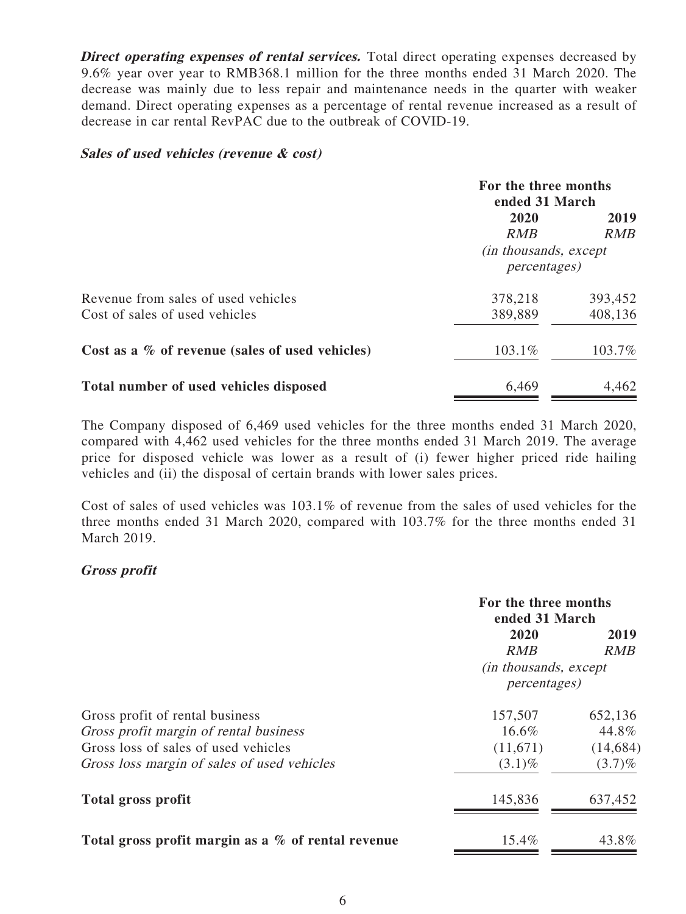***Direct operating expenses of rental services.*** Total direct operating expenses decreased by 9.6% year over year to RMB368.1 million for the three months ended 31 March 2020. The decrease was mainly due to less repair and maintenance needs in the quarter with weaker demand. Direct operating expenses as a percentage of rental revenue increased as a result of decrease in car rental RevPAC due to the outbreak of COVID-19.

***Sales of used vehicles (revenue & cost)***

| | For the three months ended 31 March | |
|---|---|---|
| | **2020** | **2019** |
| | *RMB* | *RMB* |
| | *(in thousands, except percentages)* | |
| Revenue from sales of used vehicles | 378,218 | 393,452 |
| Cost of sales of used vehicles | 389,889 | 408,136 |
| **Cost as a % of revenue (sales of used vehicles)** | 103.1% | 103.7% |
| **Total number of used vehicles disposed** | 6,469 | 4,462 |

The Company disposed of 6,469 used vehicles for the three months ended 31 March 2020, compared with 4,462 used vehicles for the three months ended 31 March 2019. The average price for disposed vehicle was lower as a result of (i) fewer higher priced ride hailing vehicles and (ii) the disposal of certain brands with lower sales prices.

Cost of sales of used vehicles was 103.1% of revenue from the sales of used vehicles for the three months ended 31 March 2020, compared with 103.7% for the three months ended 31 March 2019.

***Gross profit***

| | For the three months ended 31 March | |
|---|---|---|
| | **2020** | **2019** |
| | *RMB* | *RMB* |
| | *(in thousands, except percentages)* | |
| Gross profit of rental business | 157,507 | 652,136 |
| *Gross profit margin of rental business* | 16.6% | 44.8% |
| Gross loss of sales of used vehicles | (11,671) | (14,684) |
| *Gross loss margin of sales of used vehicles* | (3.1)% | (3.7)% |
| **Total gross profit** | 145,836 | 637,452 |
| **Total gross profit margin as a % of rental revenue** | 15.4% | 43.8% |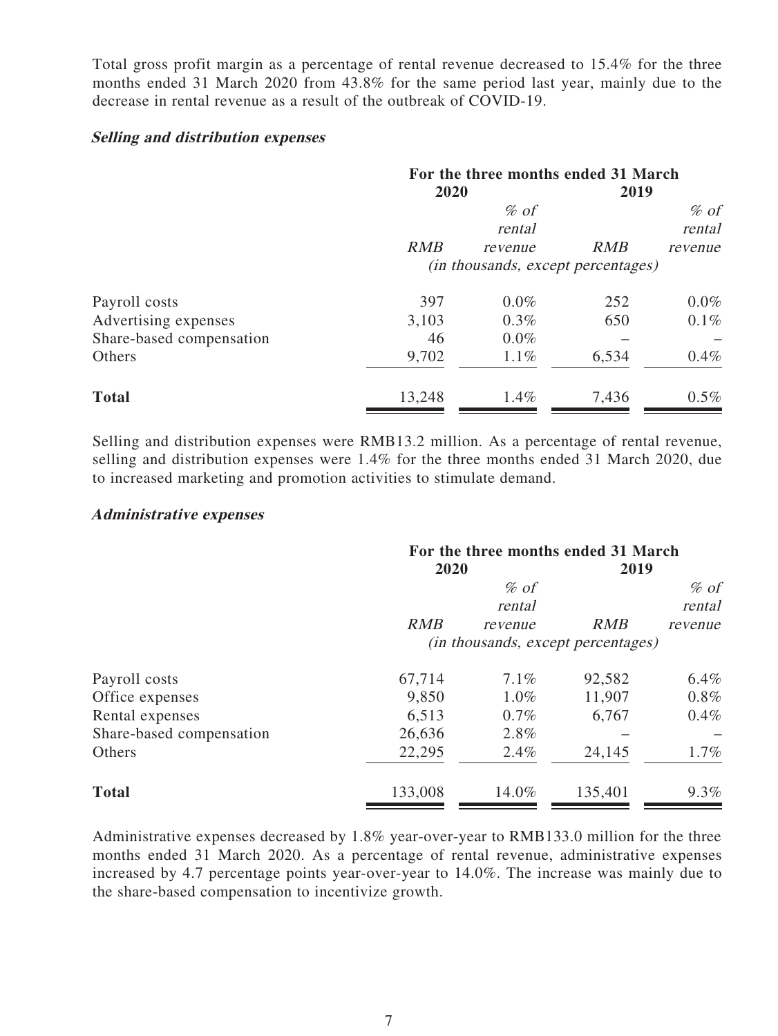Total gross profit margin as a percentage of rental revenue decreased to 15.4% for the three months ended 31 March 2020 from 43.8% for the same period last year, mainly due to the decrease in rental revenue as a result of the outbreak of COVID-19.

***Selling and distribution expenses***

| | For the three months ended 31 March | | | |
|---|---|---|---|---|
| | 2020 | | 2019 | |
| | *RMB* | *% of rental revenue* | *RMB* | *% of rental revenue* |
| | *(in thousands, except percentages)* | | | |
| Payroll costs | 397 | 0.0% | 252 | 0.0% |
| Advertising expenses | 3,103 | 0.3% | 650 | 0.1% |
| Share-based compensation | 46 | 0.0% | – | – |
| Others | 9,702 | 1.1% | 6,534 | 0.4% |
| **Total** | 13,248 | 1.4% | 7,436 | 0.5% |

Selling and distribution expenses were RMB13.2 million. As a percentage of rental revenue, selling and distribution expenses were 1.4% for the three months ended 31 March 2020, due to increased marketing and promotion activities to stimulate demand.

***Administrative expenses***

| | For the three months ended 31 March | | | |
|---|---|---|---|---|
| | 2020 | | 2019 | |
| | *RMB* | *% of rental revenue* | *RMB* | *% of rental revenue* |
| | *(in thousands, except percentages)* | | | |
| Payroll costs | 67,714 | 7.1% | 92,582 | 6.4% |
| Office expenses | 9,850 | 1.0% | 11,907 | 0.8% |
| Rental expenses | 6,513 | 0.7% | 6,767 | 0.4% |
| Share-based compensation | 26,636 | 2.8% | – | – |
| Others | 22,295 | 2.4% | 24,145 | 1.7% |
| **Total** | 133,008 | 14.0% | 135,401 | 9.3% |

Administrative expenses decreased by 1.8% year-over-year to RMB133.0 million for the three months ended 31 March 2020. As a percentage of rental revenue, administrative expenses increased by 4.7 percentage points year-over-year to 14.0%. The increase was mainly due to the share-based compensation to incentivize growth.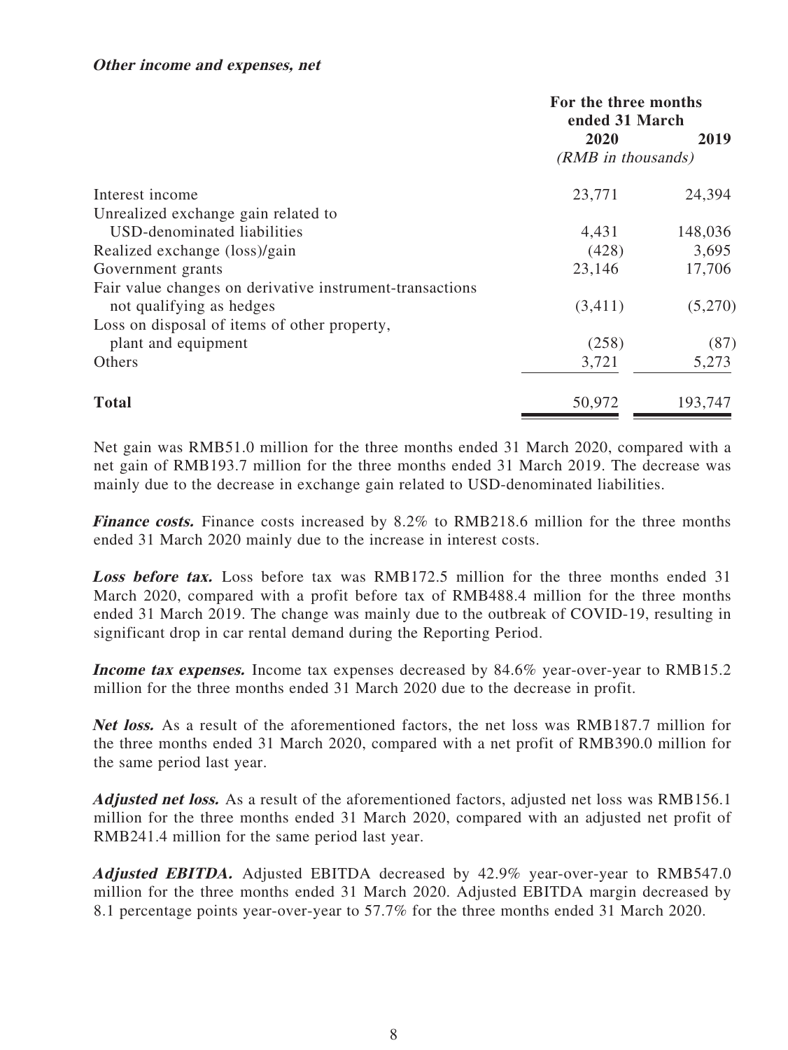***Other income and expenses, net***

| | For the three months ended 31 March | |
|---|---|---|
| | 2020 | 2019 |
| | *(RMB in thousands)* | |
| Interest income | 23,771 | 24,394 |
| Unrealized exchange gain related to USD-denominated liabilities | 4,431 | 148,036 |
| Realized exchange (loss)/gain | (428) | 3,695 |
| Government grants | 23,146 | 17,706 |
| Fair value changes on derivative instrument-transactions not qualifying as hedges | (3,411) | (5,270) |
| Loss on disposal of items of other property, plant and equipment | (258) | (87) |
| Others | 3,721 | 5,273 |
| **Total** | 50,972 | 193,747 |

Net gain was RMB51.0 million for the three months ended 31 March 2020, compared with a net gain of RMB193.7 million for the three months ended 31 March 2019. The decrease was mainly due to the decrease in exchange gain related to USD-denominated liabilities.

***Finance costs.*** Finance costs increased by 8.2% to RMB218.6 million for the three months ended 31 March 2020 mainly due to the increase in interest costs.

***Loss before tax.*** Loss before tax was RMB172.5 million for the three months ended 31 March 2020, compared with a profit before tax of RMB488.4 million for the three months ended 31 March 2019. The change was mainly due to the outbreak of COVID-19, resulting in significant drop in car rental demand during the Reporting Period.

***Income tax expenses.*** Income tax expenses decreased by 84.6% year-over-year to RMB15.2 million for the three months ended 31 March 2020 due to the decrease in profit.

***Net loss.*** As a result of the aforementioned factors, the net loss was RMB187.7 million for the three months ended 31 March 2020, compared with a net profit of RMB390.0 million for the same period last year.

***Adjusted net loss.*** As a result of the aforementioned factors, adjusted net loss was RMB156.1 million for the three months ended 31 March 2020, compared with an adjusted net profit of RMB241.4 million for the same period last year.

***Adjusted EBITDA.*** Adjusted EBITDA decreased by 42.9% year-over-year to RMB547.0 million for the three months ended 31 March 2020. Adjusted EBITDA margin decreased by 8.1 percentage points year-over-year to 57.7% for the three months ended 31 March 2020.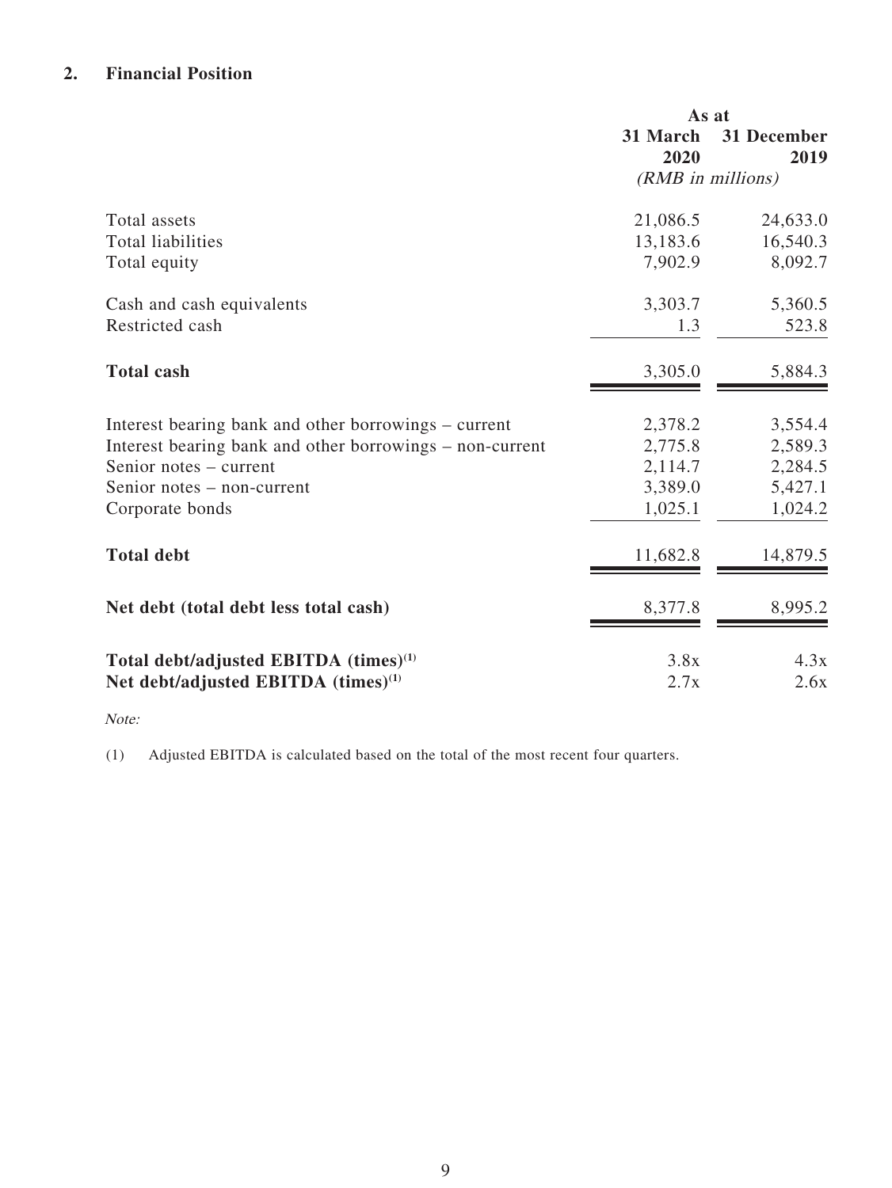## 2. Financial Position

| | As at | |
|---|---|---|
| | 31 March 2020 | 31 December 2019 |
| | *(RMB in millions)* | |
| Total assets | 21,086.5 | 24,633.0 |
| Total liabilities | 13,183.6 | 16,540.3 |
| Total equity | 7,902.9 | 8,092.7 |
| Cash and cash equivalents | 3,303.7 | 5,360.5 |
| Restricted cash | 1.3 | 523.8 |
| **Total cash** | 3,305.0 | 5,884.3 |
| Interest bearing bank and other borrowings – current | 2,378.2 | 3,554.4 |
| Interest bearing bank and other borrowings – non-current | 2,775.8 | 2,589.3 |
| Senior notes – current | 2,114.7 | 2,284.5 |
| Senior notes – non-current | 3,389.0 | 5,427.1 |
| Corporate bonds | 1,025.1 | 1,024.2 |
| **Total debt** | 11,682.8 | 14,879.5 |
| **Net debt (total debt less total cash)** | 8,377.8 | 8,995.2 |
| **Total debt/adjusted EBITDA (times)[1]** | 3.8x | 4.3x |
| **Net debt/adjusted EBITDA (times)[1]** | 2.7x | 2.6x |

*Note:*

(1) Adjusted EBITDA is calculated based on the total of the most recent four quarters.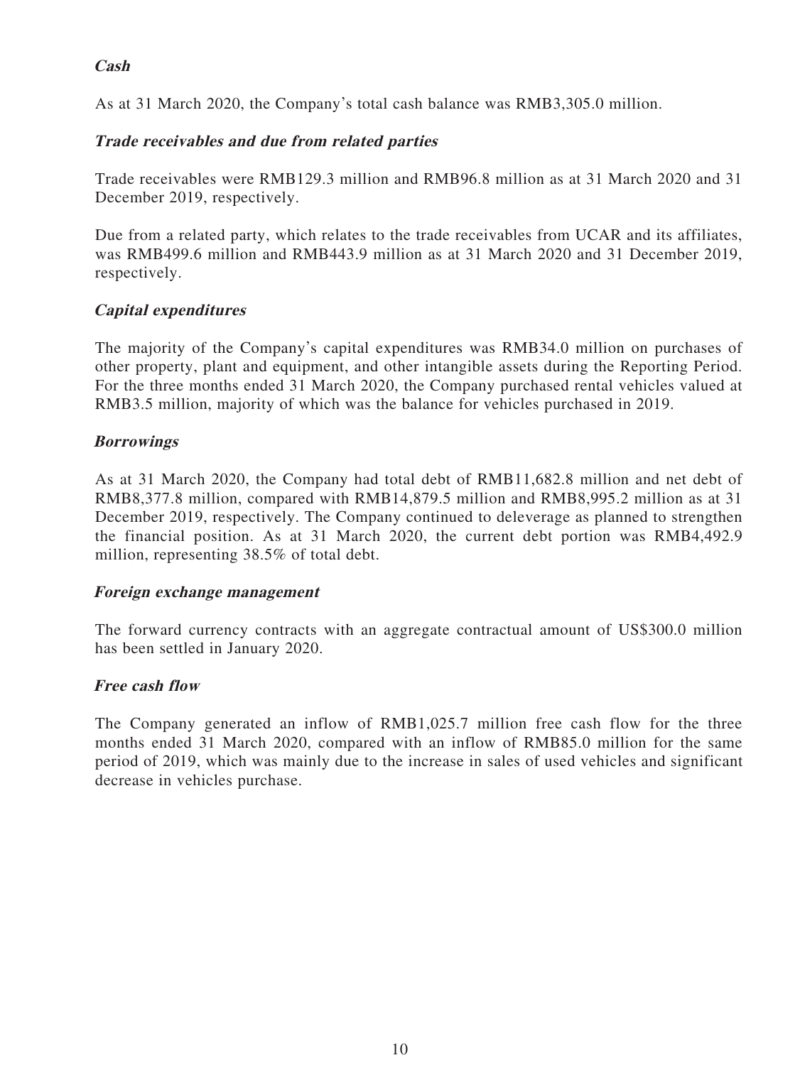***Cash***

As at 31 March 2020, the Company's total cash balance was RMB3,305.0 million.

***Trade receivables and due from related parties***

Trade receivables were RMB129.3 million and RMB96.8 million as at 31 March 2020 and 31 December 2019, respectively.

Due from a related party, which relates to the trade receivables from UCAR and its affiliates, was RMB499.6 million and RMB443.9 million as at 31 March 2020 and 31 December 2019, respectively.

***Capital expenditures***

The majority of the Company's capital expenditures was RMB34.0 million on purchases of other property, plant and equipment, and other intangible assets during the Reporting Period. For the three months ended 31 March 2020, the Company purchased rental vehicles valued at RMB3.5 million, majority of which was the balance for vehicles purchased in 2019.

***Borrowings***

As at 31 March 2020, the Company had total debt of RMB11,682.8 million and net debt of RMB8,377.8 million, compared with RMB14,879.5 million and RMB8,995.2 million as at 31 December 2019, respectively. The Company continued to deleverage as planned to strengthen the financial position. As at 31 March 2020, the current debt portion was RMB4,492.9 million, representing 38.5% of total debt.

***Foreign exchange management***

The forward currency contracts with an aggregate contractual amount of US$300.0 million has been settled in January 2020.

***Free cash flow***

The Company generated an inflow of RMB1,025.7 million free cash flow for the three months ended 31 March 2020, compared with an inflow of RMB85.0 million for the same period of 2019, which was mainly due to the increase in sales of used vehicles and significant decrease in vehicles purchase.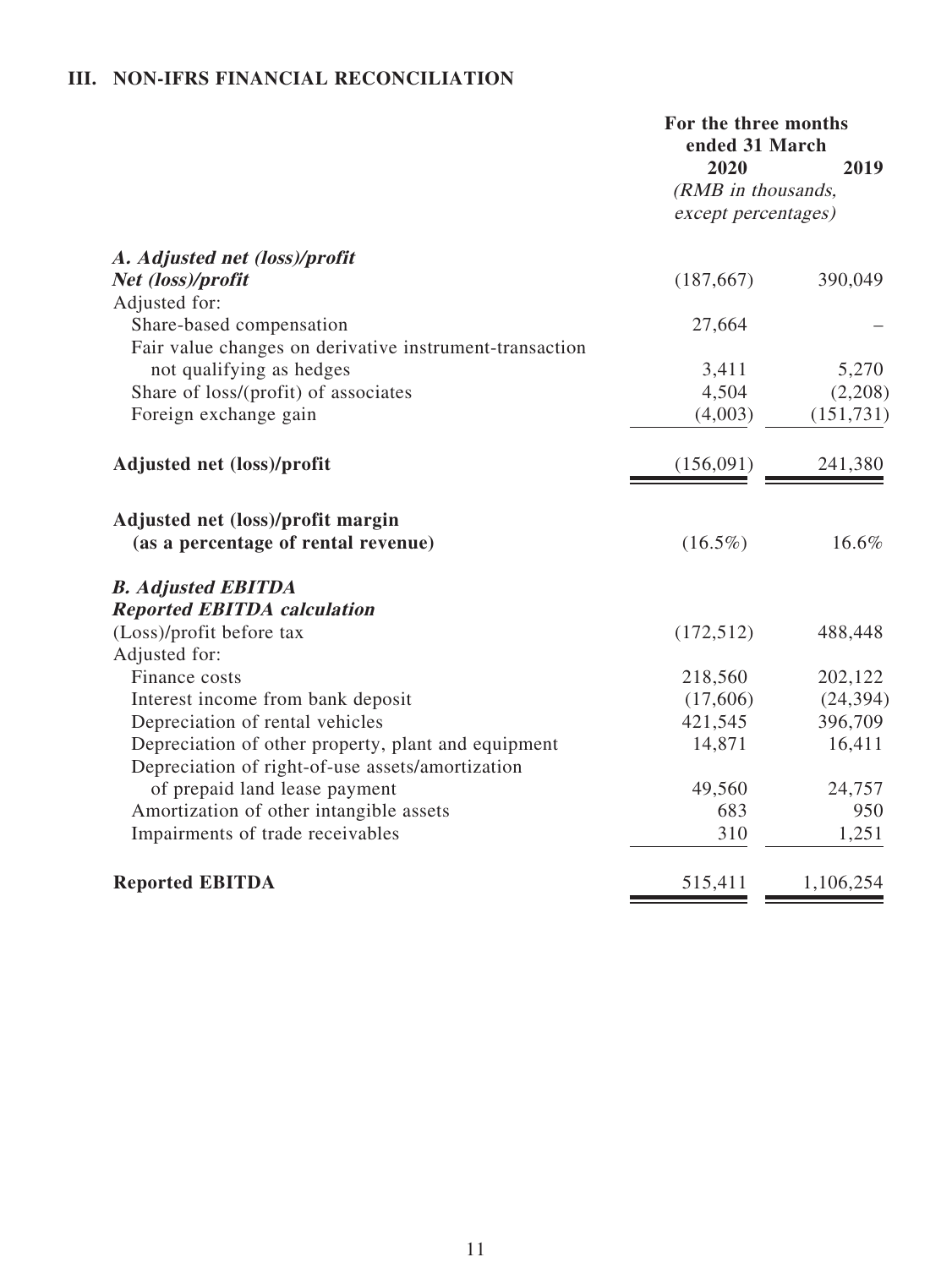## III. NON-IFRS FINANCIAL RECONCILIATION

| | For the three months ended 31 March | |
|---|---|---|
| | 2020 | 2019 |
| | *(RMB in thousands, except percentages)* | |
| ***A. Adjusted net (loss)/profit*** | | |
| ***Net (loss)/profit*** | (187,667) | 390,049 |
| Adjusted for: | | |
| Share-based compensation | 27,664 | – |
| Fair value changes on derivative instrument-transaction not qualifying as hedges | 3,411 | 5,270 |
| Share of loss/(profit) of associates | 4,504 | (2,208) |
| Foreign exchange gain | (4,003) | (151,731) |
| **Adjusted net (loss)/profit** | (156,091) | 241,380 |
| **Adjusted net (loss)/profit margin (as a percentage of rental revenue)** | (16.5%) | 16.6% |
| ***B. Adjusted EBITDA*** | | |
| ***Reported EBITDA calculation*** | | |
| (Loss)/profit before tax | (172,512) | 488,448 |
| Adjusted for: | | |
| Finance costs | 218,560 | 202,122 |
| Interest income from bank deposit | (17,606) | (24,394) |
| Depreciation of rental vehicles | 421,545 | 396,709 |
| Depreciation of other property, plant and equipment | 14,871 | 16,411 |
| Depreciation of right-of-use assets/amortization of prepaid land lease payment | 49,560 | 24,757 |
| Amortization of other intangible assets | 683 | 950 |
| Impairments of trade receivables | 310 | 1,251 |
| **Reported EBITDA** | 515,411 | 1,106,254 |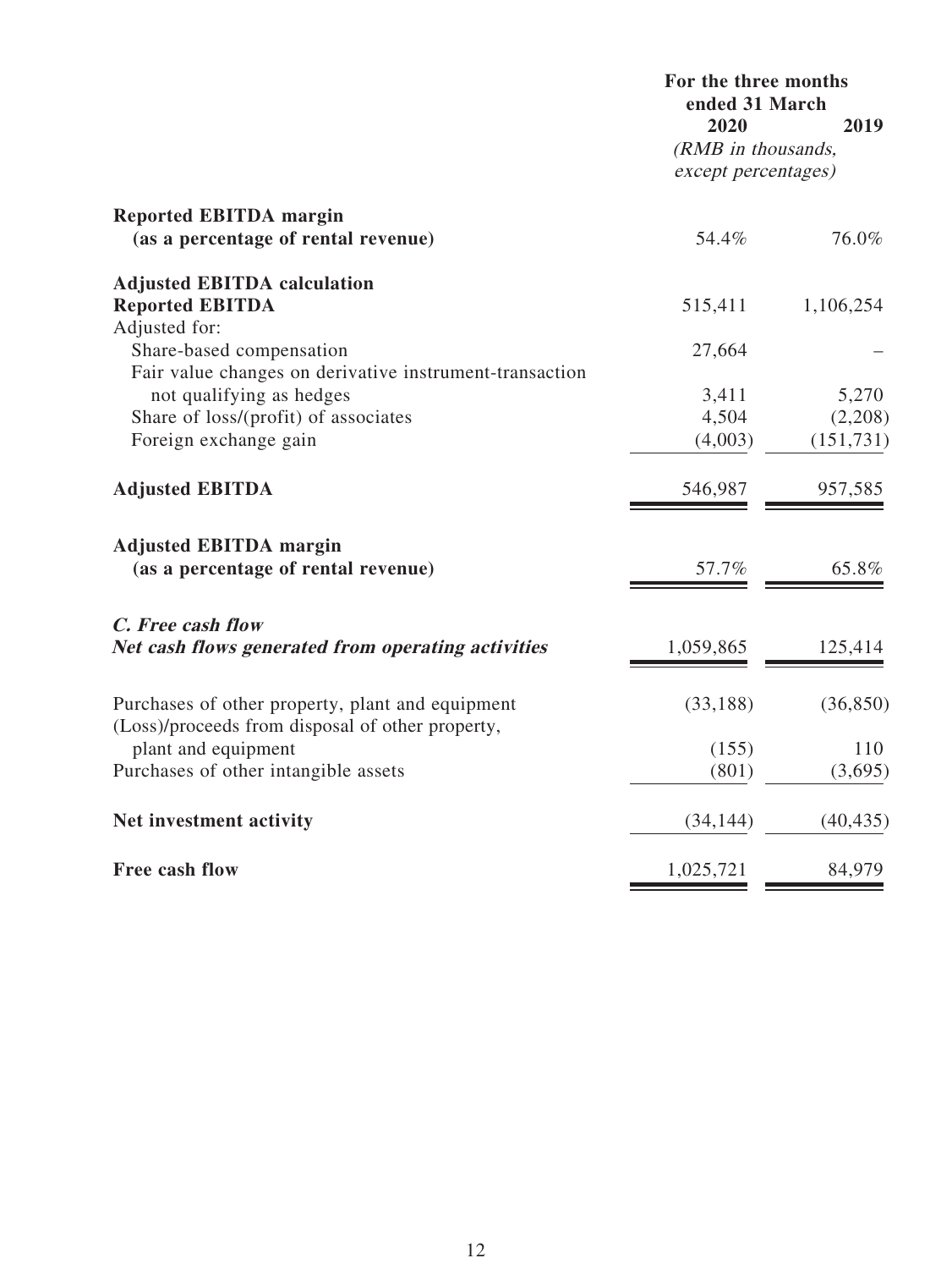| | For the three months ended 31 March | |
|---|---|---|
| | 2020 | 2019 |
| | *(RMB in thousands, except percentages)* | |
| **Reported EBITDA margin (as a percentage of rental revenue)** | 54.4% | 76.0% |
| **Adjusted EBITDA calculation** | | |
| **Reported EBITDA** | 515,411 | 1,106,254 |
| Adjusted for: | | |
| Share-based compensation | 27,664 | – |
| Fair value changes on derivative instrument-transaction not qualifying as hedges | 3,411 | 5,270 |
| Share of loss/(profit) of associates | 4,504 | (2,208) |
| Foreign exchange gain | (4,003) | (151,731) |
| **Adjusted EBITDA** | 546,987 | 957,585 |
| **Adjusted EBITDA margin (as a percentage of rental revenue)** | 57.7% | 65.8% |
| ***C. Free cash flow*** | | |
| ***Net cash flows generated from operating activities*** | 1,059,865 | 125,414 |
| Purchases of other property, plant and equipment | (33,188) | (36,850) |
| (Loss)/proceeds from disposal of other property, plant and equipment | (155) | 110 |
| Purchases of other intangible assets | (801) | (3,695) |
| **Net investment activity** | (34,144) | (40,435) |
| **Free cash flow** | 1,025,721 | 84,979 |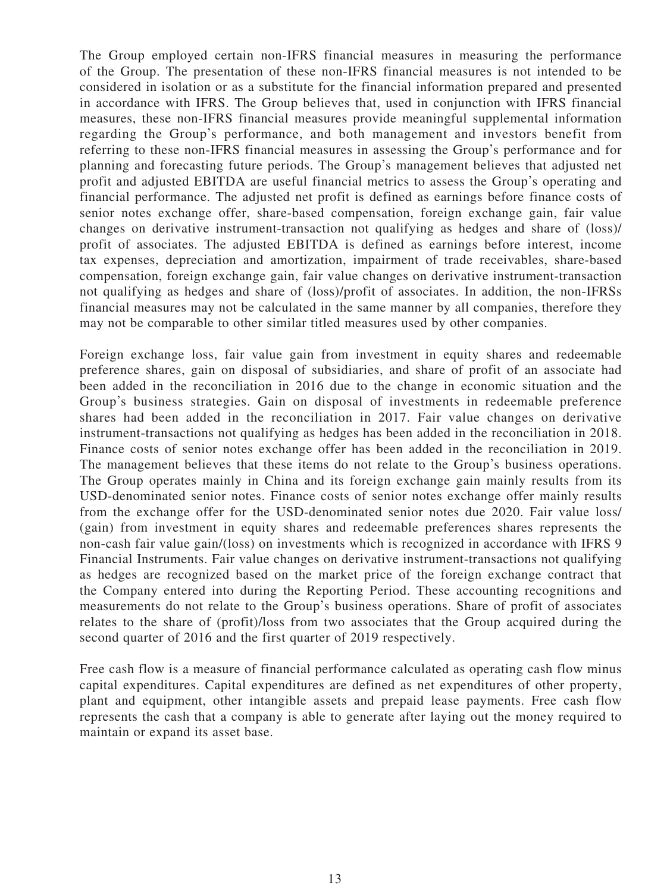The Group employed certain non-IFRS financial measures in measuring the performance of the Group. The presentation of these non-IFRS financial measures is not intended to be considered in isolation or as a substitute for the financial information prepared and presented in accordance with IFRS. The Group believes that, used in conjunction with IFRS financial measures, these non-IFRS financial measures provide meaningful supplemental information regarding the Group's performance, and both management and investors benefit from referring to these non-IFRS financial measures in assessing the Group's performance and for planning and forecasting future periods. The Group's management believes that adjusted net profit and adjusted EBITDA are useful financial metrics to assess the Group's operating and financial performance. The adjusted net profit is defined as earnings before finance costs of senior notes exchange offer, share-based compensation, foreign exchange gain, fair value changes on derivative instrument-transaction not qualifying as hedges and share of (loss)/ profit of associates. The adjusted EBITDA is defined as earnings before interest, income tax expenses, depreciation and amortization, impairment of trade receivables, share-based compensation, foreign exchange gain, fair value changes on derivative instrument-transaction not qualifying as hedges and share of (loss)/profit of associates. In addition, the non-IFRSs financial measures may not be calculated in the same manner by all companies, therefore they may not be comparable to other similar titled measures used by other companies.

Foreign exchange loss, fair value gain from investment in equity shares and redeemable preference shares, gain on disposal of subsidiaries, and share of profit of an associate had been added in the reconciliation in 2016 due to the change in economic situation and the Group's business strategies. Gain on disposal of investments in redeemable preference shares had been added in the reconciliation in 2017. Fair value changes on derivative instrument-transactions not qualifying as hedges has been added in the reconciliation in 2018. Finance costs of senior notes exchange offer has been added in the reconciliation in 2019. The management believes that these items do not relate to the Group's business operations. The Group operates mainly in China and its foreign exchange gain mainly results from its USD-denominated senior notes. Finance costs of senior notes exchange offer mainly results from the exchange offer for the USD-denominated senior notes due 2020. Fair value loss/ (gain) from investment in equity shares and redeemable preferences shares represents the non-cash fair value gain/(loss) on investments which is recognized in accordance with IFRS 9 Financial Instruments. Fair value changes on derivative instrument-transactions not qualifying as hedges are recognized based on the market price of the foreign exchange contract that the Company entered into during the Reporting Period. These accounting recognitions and measurements do not relate to the Group's business operations. Share of profit of associates relates to the share of (profit)/loss from two associates that the Group acquired during the second quarter of 2016 and the first quarter of 2019 respectively.

Free cash flow is a measure of financial performance calculated as operating cash flow minus capital expenditures. Capital expenditures are defined as net expenditures of other property, plant and equipment, other intangible assets and prepaid lease payments. Free cash flow represents the cash that a company is able to generate after laying out the money required to maintain or expand its asset base.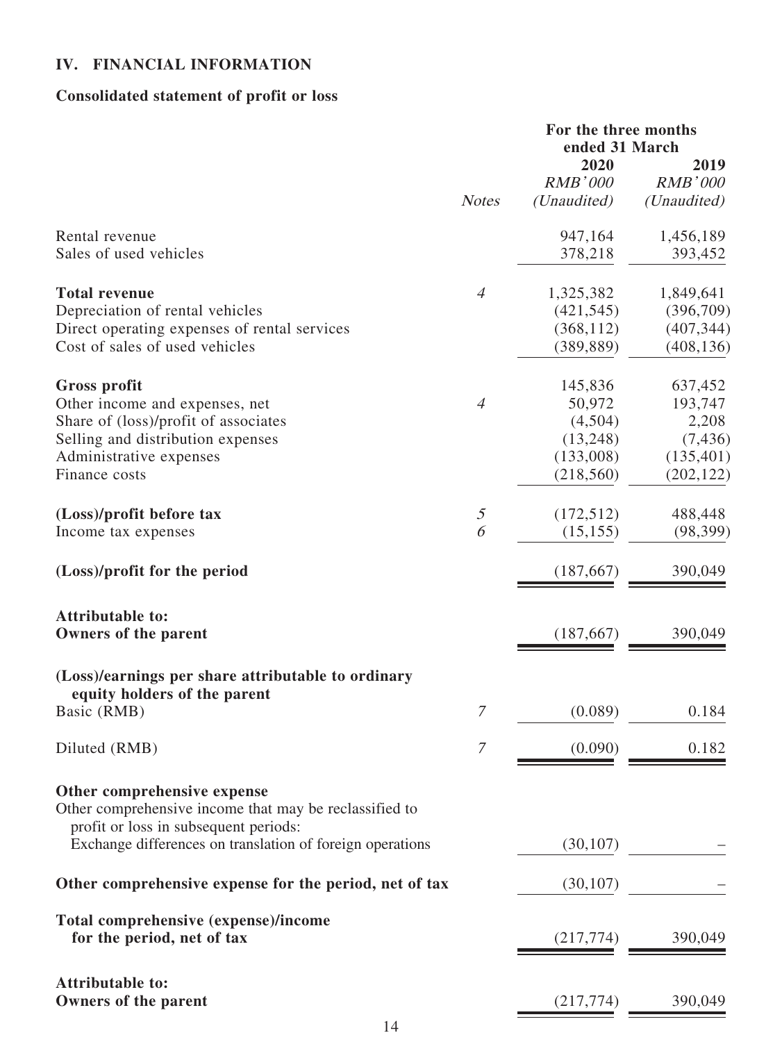## IV. FINANCIAL INFORMATION

### Consolidated statement of profit or loss

| | *Notes* | For the three months ended 31 March 2020 *RMB'000* *(Unaudited)* | 2019 *RMB'000* *(Unaudited)* |
|---|---|---|---|
| Rental revenue | | 947,164 | 1,456,189 |
| Sales of used vehicles | | 378,218 | 393,452 |
| **Total revenue** | *4* | 1,325,382 | 1,849,641 |
| Depreciation of rental vehicles | | (421,545) | (396,709) |
| Direct operating expenses of rental services | | (368,112) | (407,344) |
| Cost of sales of used vehicles | | (389,889) | (408,136) |
| **Gross profit** | | 145,836 | 637,452 |
| Other income and expenses, net | *4* | 50,972 | 193,747 |
| Share of (loss)/profit of associates | | (4,504) | 2,208 |
| Selling and distribution expenses | | (13,248) | (7,436) |
| Administrative expenses | | (133,008) | (135,401) |
| Finance costs | | (218,560) | (202,122) |
| **(Loss)/profit before tax** | *5* | (172,512) | 488,448 |
| Income tax expenses | *6* | (15,155) | (98,399) |
| **(Loss)/profit for the period** | | (187,667) | 390,049 |
| **Attributable to:** | | | |
| **Owners of the parent** | | (187,667) | 390,049 |
| **(Loss)/earnings per share attributable to ordinary equity holders of the parent** | | | |
| Basic (RMB) | *7* | (0.089) | 0.184 |
| Diluted (RMB) | *7* | (0.090) | 0.182 |
| **Other comprehensive expense** | | | |
| Other comprehensive income that may be reclassified to profit or loss in subsequent periods: | | | |
| Exchange differences on translation of foreign operations | | (30,107) | – |
| **Other comprehensive expense for the period, net of tax** | | (30,107) | – |
| **Total comprehensive (expense)/income for the period, net of tax** | | (217,774) | 390,049 |
| **Attributable to:** | | | |
| **Owners of the parent** | | (217,774) | 390,049 |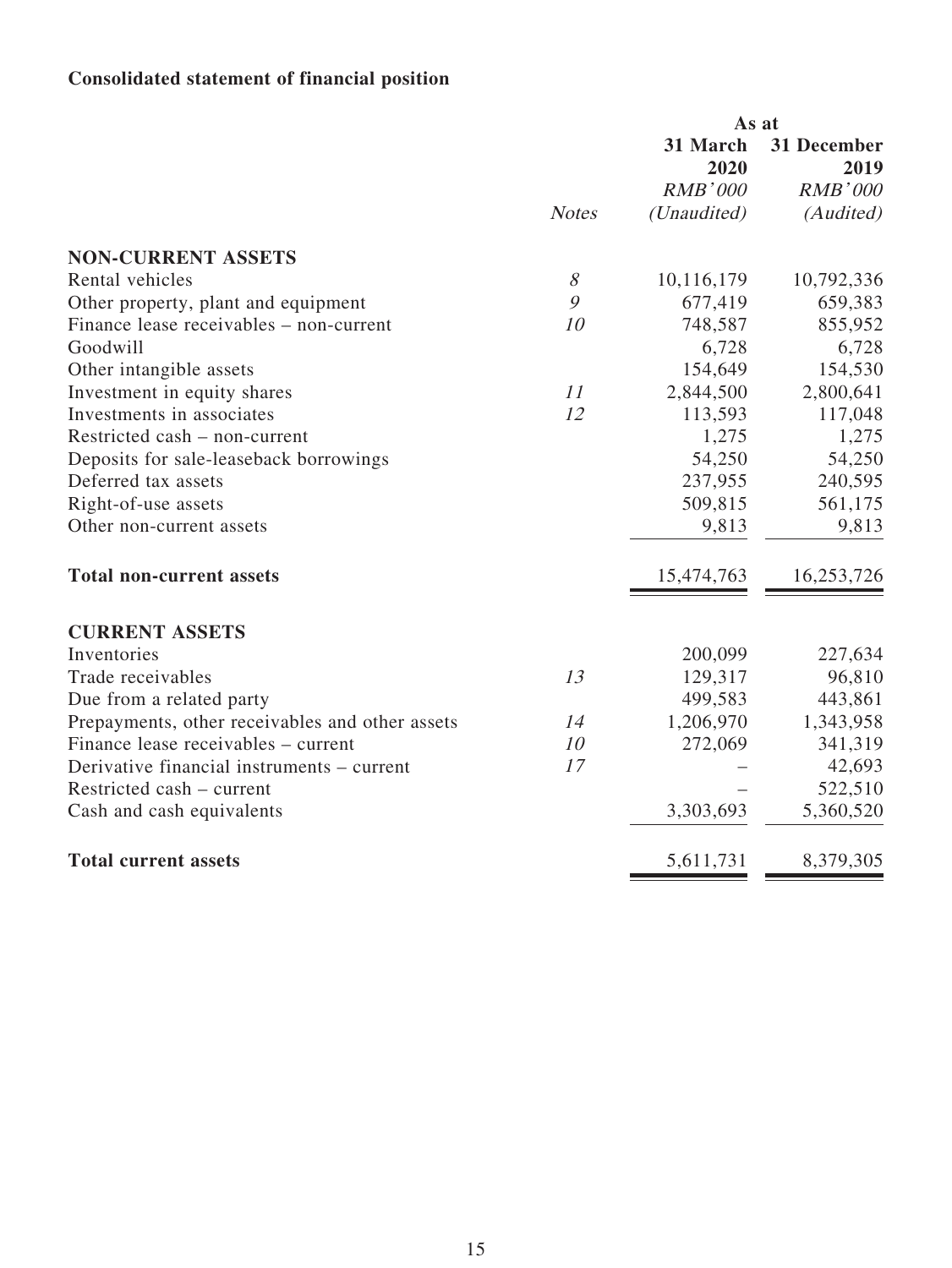**Consolidated statement of financial position**

| | | As at | |
|---|---|---|---|
| | | 31 March 2020 | 31 December 2019 |
| | | *RMB'000* | *RMB'000* |
| | *Notes* | *(Unaudited)* | *(Audited)* |
| **NON-CURRENT ASSETS** | | | |
| Rental vehicles | *8* | 10,116,179 | 10,792,336 |
| Other property, plant and equipment | *9* | 677,419 | 659,383 |
| Finance lease receivables – non-current | *10* | 748,587 | 855,952 |
| Goodwill | | 6,728 | 6,728 |
| Other intangible assets | | 154,649 | 154,530 |
| Investment in equity shares | *11* | 2,844,500 | 2,800,641 |
| Investments in associates | *12* | 113,593 | 117,048 |
| Restricted cash – non-current | | 1,275 | 1,275 |
| Deposits for sale-leaseback borrowings | | 54,250 | 54,250 |
| Deferred tax assets | | 237,955 | 240,595 |
| Right-of-use assets | | 509,815 | 561,175 |
| Other non-current assets | | 9,813 | 9,813 |
| **Total non-current assets** | | 15,474,763 | 16,253,726 |
| **CURRENT ASSETS** | | | |
| Inventories | | 200,099 | 227,634 |
| Trade receivables | *13* | 129,317 | 96,810 |
| Due from a related party | | 499,583 | 443,861 |
| Prepayments, other receivables and other assets | *14* | 1,206,970 | 1,343,958 |
| Finance lease receivables – current | *10* | 272,069 | 341,319 |
| Derivative financial instruments – current | *17* | – | 42,693 |
| Restricted cash – current | | – | 522,510 |
| Cash and cash equivalents | | 3,303,693 | 5,360,520 |
| **Total current assets** | | 5,611,731 | 8,379,305 |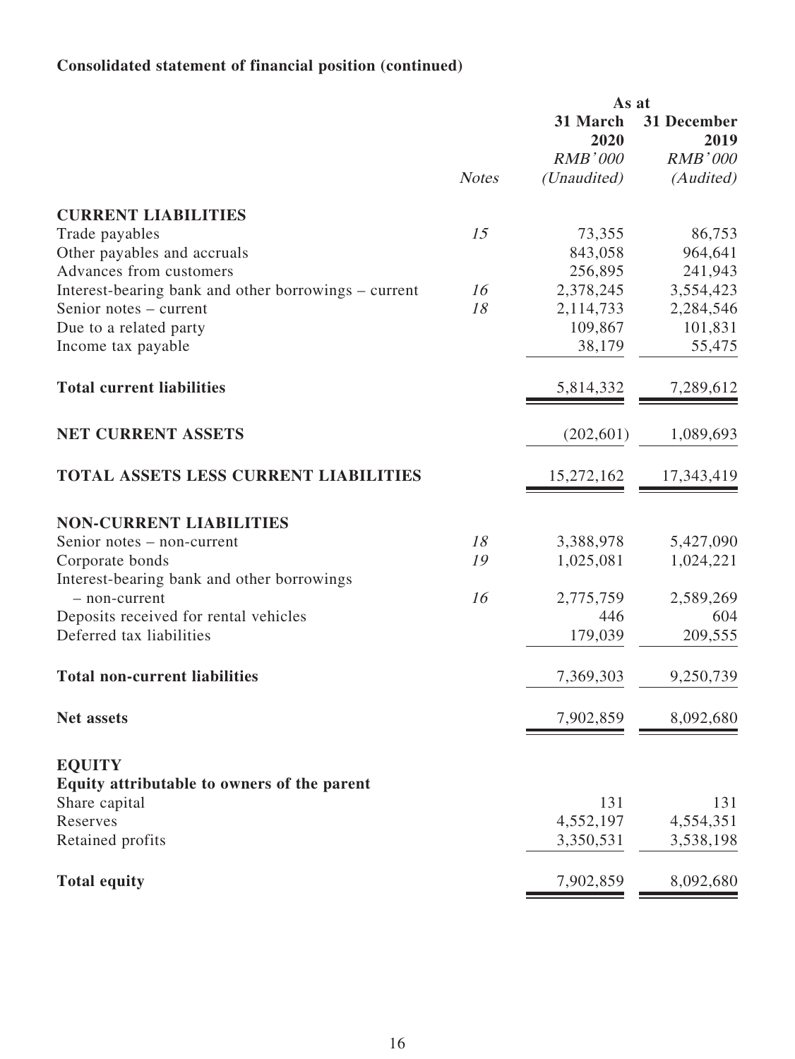**Consolidated statement of financial position (continued)**

| | Notes | As at 31 March 2020 RMB'000 (Unaudited) | As at 31 December 2019 RMB'000 (Audited) |
|---|---|---|---|
| **CURRENT LIABILITIES** | | | |
| Trade payables | 15 | 73,355 | 86,753 |
| Other payables and accruals | | 843,058 | 964,641 |
| Advances from customers | | 256,895 | 241,943 |
| Interest-bearing bank and other borrowings – current | 16 | 2,378,245 | 3,554,423 |
| Senior notes – current | 18 | 2,114,733 | 2,284,546 |
| Due to a related party | | 109,867 | 101,831 |
| Income tax payable | | 38,179 | 55,475 |
| **Total current liabilities** | | 5,814,332 | 7,289,612 |
| **NET CURRENT ASSETS** | | (202,601) | 1,089,693 |
| **TOTAL ASSETS LESS CURRENT LIABILITIES** | | 15,272,162 | 17,343,419 |
| **NON-CURRENT LIABILITIES** | | | |
| Senior notes – non-current | 18 | 3,388,978 | 5,427,090 |
| Corporate bonds | 19 | 1,025,081 | 1,024,221 |
| Interest-bearing bank and other borrowings – non-current | 16 | 2,775,759 | 2,589,269 |
| Deposits received for rental vehicles | | 446 | 604 |
| Deferred tax liabilities | | 179,039 | 209,555 |
| **Total non-current liabilities** | | 7,369,303 | 9,250,739 |
| **Net assets** | | 7,902,859 | 8,092,680 |
| **EQUITY** | | | |
| **Equity attributable to owners of the parent** | | | |
| Share capital | | 131 | 131 |
| Reserves | | 4,552,197 | 4,554,351 |
| Retained profits | | 3,350,531 | 3,538,198 |
| **Total equity** | | 7,902,859 | 8,092,680 |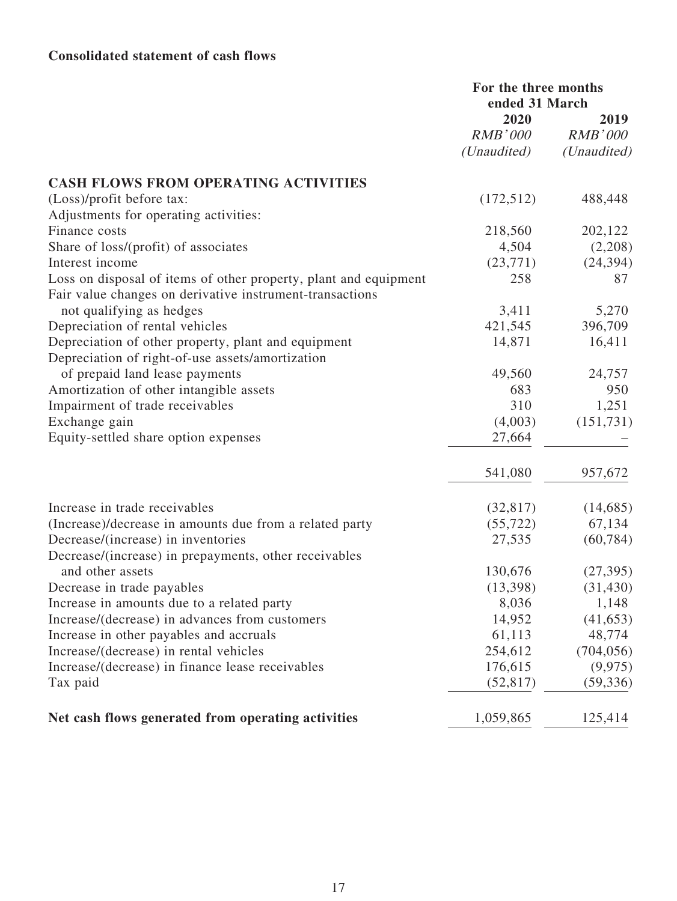**Consolidated statement of cash flows**

| | For the three months ended 31 March | |
|---|---|---|
| | 2020 | 2019 |
| | *RMB'000* | *RMB'000* |
| | *(Unaudited)* | *(Unaudited)* |
| **CASH FLOWS FROM OPERATING ACTIVITIES** | | |
| (Loss)/profit before tax: | (172,512) | 488,448 |
| Adjustments for operating activities: | | |
| Finance costs | 218,560 | 202,122 |
| Share of loss/(profit) of associates | 4,504 | (2,208) |
| Interest income | (23,771) | (24,394) |
| Loss on disposal of items of other property, plant and equipment | 258 | 87 |
| Fair value changes on derivative instrument-transactions not qualifying as hedges | 3,411 | 5,270 |
| Depreciation of rental vehicles | 421,545 | 396,709 |
| Depreciation of other property, plant and equipment | 14,871 | 16,411 |
| Depreciation of right-of-use assets/amortization of prepaid land lease payments | 49,560 | 24,757 |
| Amortization of other intangible assets | 683 | 950 |
| Impairment of trade receivables | 310 | 1,251 |
| Exchange gain | (4,003) | (151,731) |
| Equity-settled share option expenses | 27,664 | – |
| | 541,080 | 957,672 |
| Increase in trade receivables | (32,817) | (14,685) |
| (Increase)/decrease in amounts due from a related party | (55,722) | 67,134 |
| Decrease/(increase) in inventories | 27,535 | (60,784) |
| Decrease/(increase) in prepayments, other receivables and other assets | 130,676 | (27,395) |
| Decrease in trade payables | (13,398) | (31,430) |
| Increase in amounts due to a related party | 8,036 | 1,148 |
| Increase/(decrease) in advances from customers | 14,952 | (41,653) |
| Increase in other payables and accruals | 61,113 | 48,774 |
| Increase/(decrease) in rental vehicles | 254,612 | (704,056) |
| Increase/(decrease) in finance lease receivables | 176,615 | (9,975) |
| Tax paid | (52,817) | (59,336) |
| **Net cash flows generated from operating activities** | 1,059,865 | 125,414 |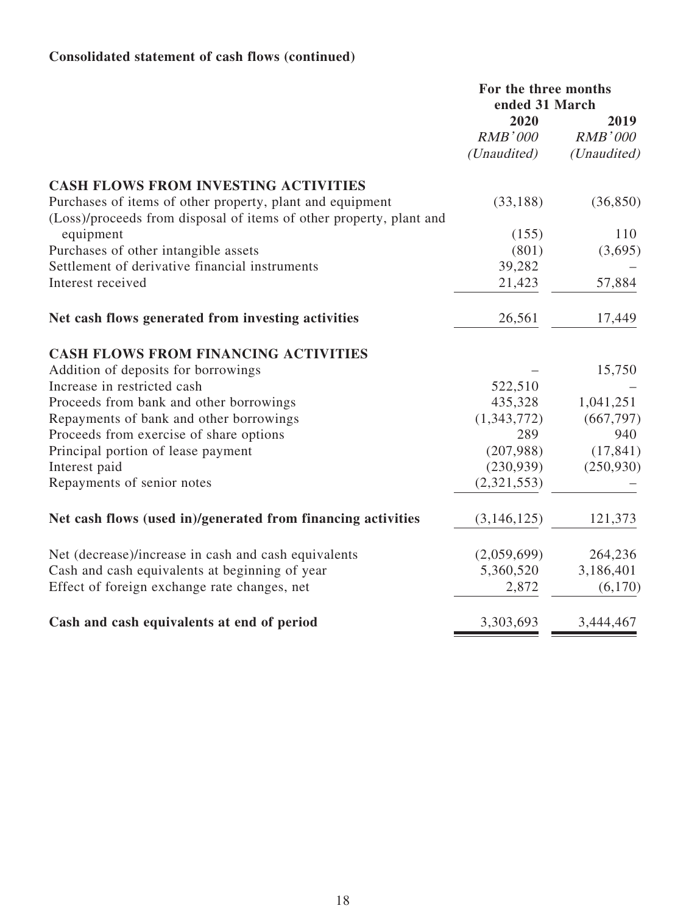**Consolidated statement of cash flows (continued)**

| | For the three months ended 31 March | |
|---|---|---|
| | 2020 | 2019 |
| | *RMB'000* | *RMB'000* |
| | *(Unaudited)* | *(Unaudited)* |
| **CASH FLOWS FROM INVESTING ACTIVITIES** | | |
| Purchases of items of other property, plant and equipment | (33,188) | (36,850) |
| (Loss)/proceeds from disposal of items of other property, plant and equipment | (155) | 110 |
| Purchases of other intangible assets | (801) | (3,695) |
| Settlement of derivative financial instruments | 39,282 | – |
| Interest received | 21,423 | 57,884 |
| **Net cash flows generated from investing activities** | 26,561 | 17,449 |
| **CASH FLOWS FROM FINANCING ACTIVITIES** | | |
| Addition of deposits for borrowings | – | 15,750 |
| Increase in restricted cash | 522,510 | – |
| Proceeds from bank and other borrowings | 435,328 | 1,041,251 |
| Repayments of bank and other borrowings | (1,343,772) | (667,797) |
| Proceeds from exercise of share options | 289 | 940 |
| Principal portion of lease payment | (207,988) | (17,841) |
| Interest paid | (230,939) | (250,930) |
| Repayments of senior notes | (2,321,553) | – |
| **Net cash flows (used in)/generated from financing activities** | (3,146,125) | 121,373 |
| Net (decrease)/increase in cash and cash equivalents | (2,059,699) | 264,236 |
| Cash and cash equivalents at beginning of year | 5,360,520 | 3,186,401 |
| Effect of foreign exchange rate changes, net | 2,872 | (6,170) |
| **Cash and cash equivalents at end of period** | 3,303,693 | 3,444,467 |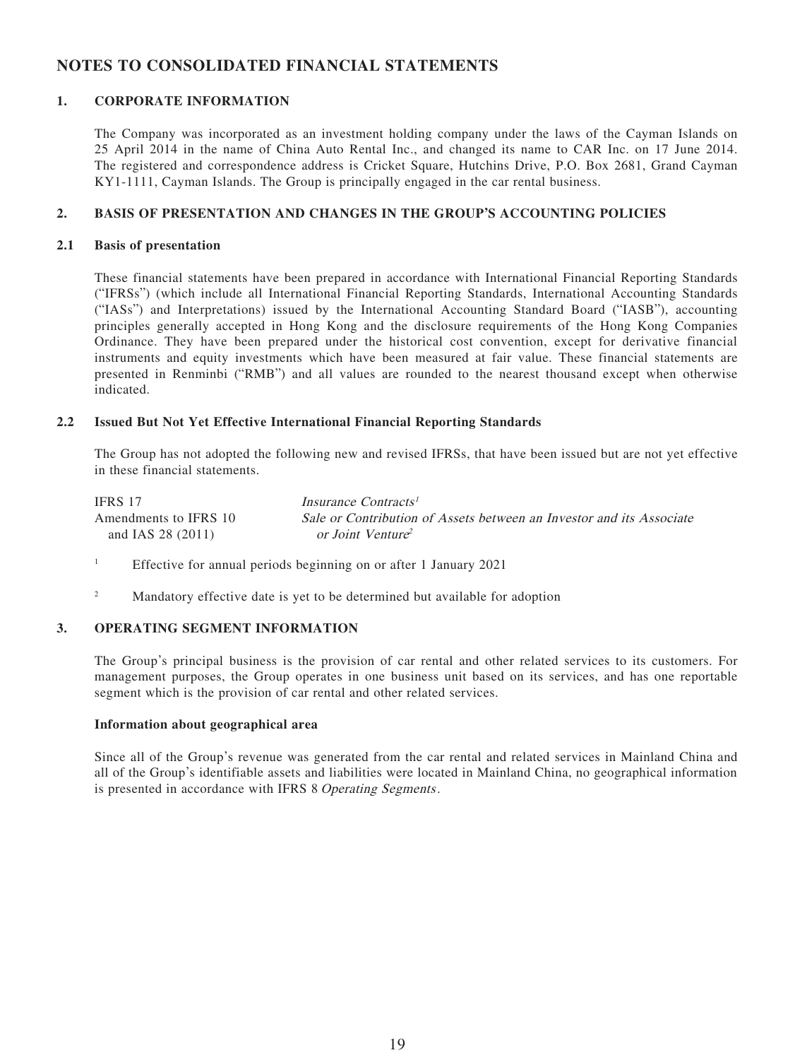## NOTES TO CONSOLIDATED FINANCIAL STATEMENTS

### 1. CORPORATE INFORMATION

The Company was incorporated as an investment holding company under the laws of the Cayman Islands on 25 April 2014 in the name of China Auto Rental Inc., and changed its name to CAR Inc. on 17 June 2014. The registered and correspondence address is Cricket Square, Hutchins Drive, P.O. Box 2681, Grand Cayman KY1-1111, Cayman Islands. The Group is principally engaged in the car rental business.

### 2. BASIS OF PRESENTATION AND CHANGES IN THE GROUP'S ACCOUNTING POLICIES

#### 2.1 Basis of presentation

These financial statements have been prepared in accordance with International Financial Reporting Standards ("IFRSs") (which include all International Financial Reporting Standards, International Accounting Standards ("IASs") and Interpretations) issued by the International Accounting Standard Board ("IASB"), accounting principles generally accepted in Hong Kong and the disclosure requirements of the Hong Kong Companies Ordinance. They have been prepared under the historical cost convention, except for derivative financial instruments and equity investments which have been measured at fair value. These financial statements are presented in Renminbi ("RMB") and all values are rounded to the nearest thousand except when otherwise indicated.

#### 2.2 Issued But Not Yet Effective International Financial Reporting Standards

The Group has not adopted the following new and revised IFRSs, that have been issued but are not yet effective in these financial statements.

| | |
|---|---|
| IFRS 17 | *Insurance Contracts*[1] |
| Amendments to IFRS 10 and IAS 28 (2011) | *Sale or Contribution of Assets between an Investor and its Associate or Joint Venture*[2] |

[1] Effective for annual periods beginning on or after 1 January 2021

[2] Mandatory effective date is yet to be determined but available for adoption

### 3. OPERATING SEGMENT INFORMATION

The Group's principal business is the provision of car rental and other related services to its customers. For management purposes, the Group operates in one business unit based on its services, and has one reportable segment which is the provision of car rental and other related services.

**Information about geographical area**

Since all of the Group's revenue was generated from the car rental and related services in Mainland China and all of the Group's identifiable assets and liabilities were located in Mainland China, no geographical information is presented in accordance with IFRS 8 *Operating Segments*.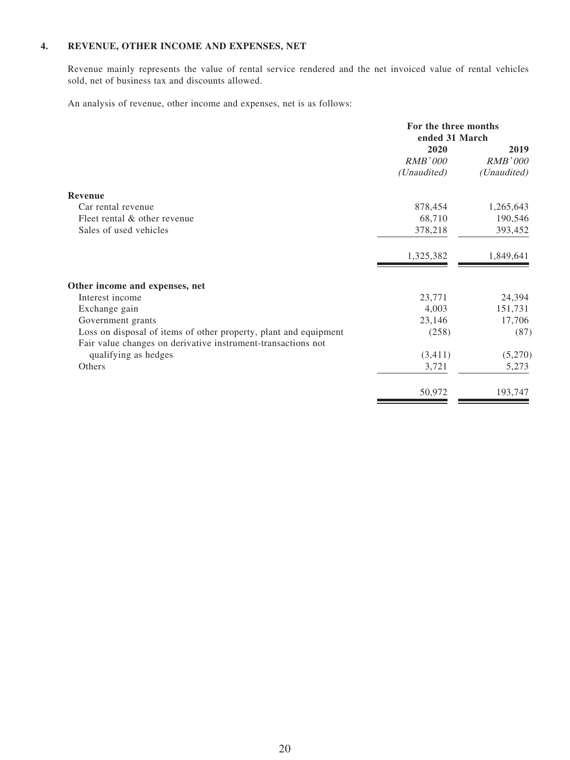## 4. REVENUE, OTHER INCOME AND EXPENSES, NET

Revenue mainly represents the value of rental service rendered and the net invoiced value of rental vehicles sold, net of business tax and discounts allowed.

An analysis of revenue, other income and expenses, net is as follows:

| | For the three months ended 31 March | |
|---|---|---|
| | **2020** | **2019** |
| | *RMB'000* | *RMB'000* |
| | *(Unaudited)* | *(Unaudited)* |
| **Revenue** | | |
| Car rental revenue | 878,454 | 1,265,643 |
| Fleet rental & other revenue | 68,710 | 190,546 |
| Sales of used vehicles | 378,218 | 393,452 |
| | 1,325,382 | 1,849,641 |
| **Other income and expenses, net** | | |
| Interest income | 23,771 | 24,394 |
| Exchange gain | 4,003 | 151,731 |
| Government grants | 23,146 | 17,706 |
| Loss on disposal of items of other property, plant and equipment | (258) | (87) |
| Fair value changes on derivative instrument-transactions not qualifying as hedges | (3,411) | (5,270) |
| Others | 3,721 | 5,273 |
| | 50,972 | 193,747 |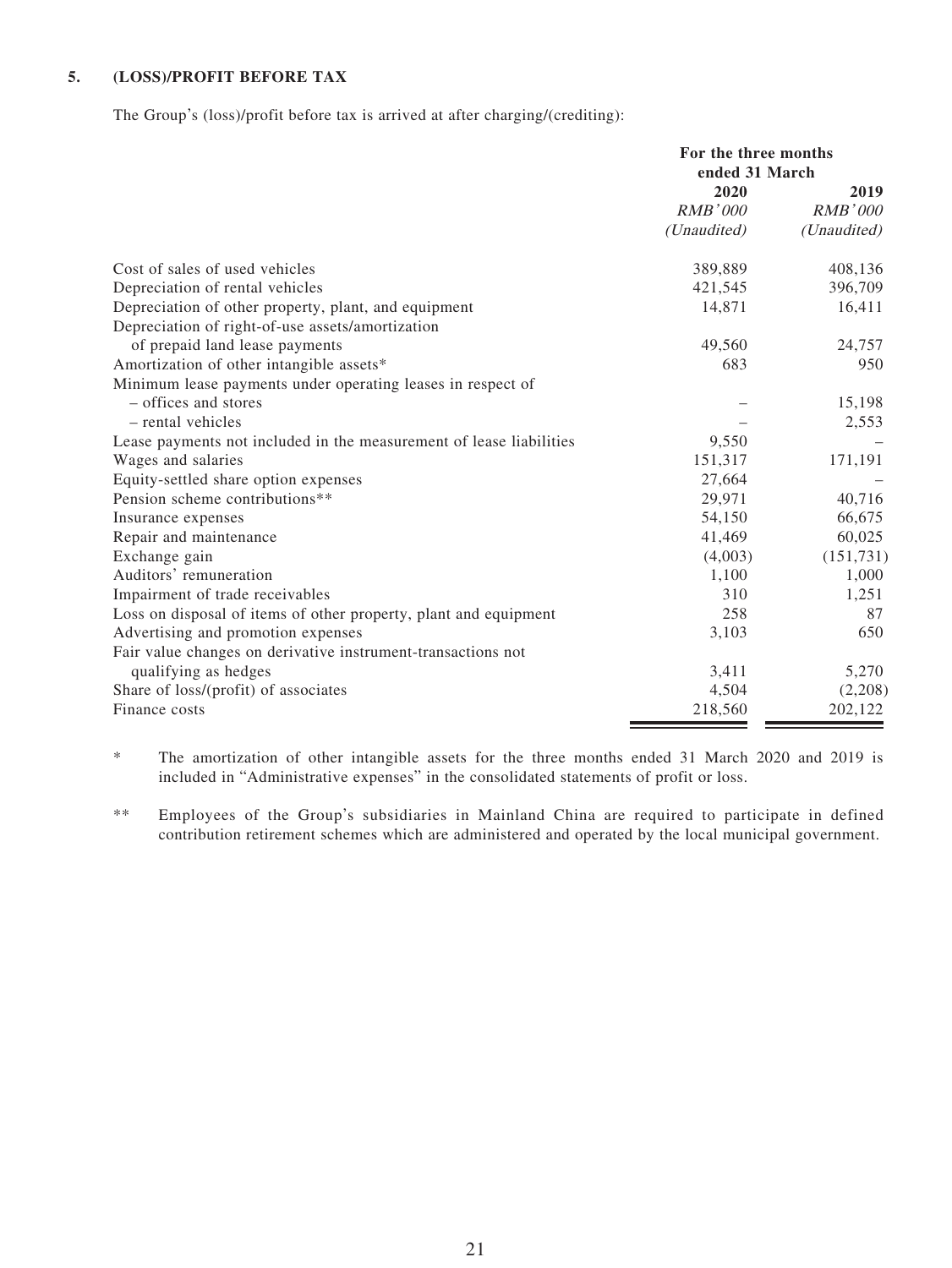## 5. (LOSS)/PROFIT BEFORE TAX

The Group's (loss)/profit before tax is arrived at after charging/(crediting):

| | For the three months ended 31 March | |
|---|---|---|
| | 2020 | 2019 |
| | *RMB'000* | *RMB'000* |
| | *(Unaudited)* | *(Unaudited)* |
| Cost of sales of used vehicles | 389,889 | 408,136 |
| Depreciation of rental vehicles | 421,545 | 396,709 |
| Depreciation of other property, plant, and equipment | 14,871 | 16,411 |
| Depreciation of right-of-use assets/amortization of prepaid land lease payments | 49,560 | 24,757 |
| Amortization of other intangible assets* | 683 | 950 |
| Minimum lease payments under operating leases in respect of | | |
| – offices and stores | – | 15,198 |
| – rental vehicles | – | 2,553 |
| Lease payments not included in the measurement of lease liabilities | 9,550 | – |
| Wages and salaries | 151,317 | 171,191 |
| Equity-settled share option expenses | 27,664 | – |
| Pension scheme contributions** | 29,971 | 40,716 |
| Insurance expenses | 54,150 | 66,675 |
| Repair and maintenance | 41,469 | 60,025 |
| Exchange gain | (4,003) | (151,731) |
| Auditors' remuneration | 1,100 | 1,000 |
| Impairment of trade receivables | 310 | 1,251 |
| Loss on disposal of items of other property, plant and equipment | 258 | 87 |
| Advertising and promotion expenses | 3,103 | 650 |
| Fair value changes on derivative instrument-transactions not qualifying as hedges | 3,411 | 5,270 |
| Share of loss/(profit) of associates | 4,504 | (2,208) |
| Finance costs | 218,560 | 202,122 |

\* The amortization of other intangible assets for the three months ended 31 March 2020 and 2019 is included in "Administrative expenses" in the consolidated statements of profit or loss.

\*\* Employees of the Group's subsidiaries in Mainland China are required to participate in defined contribution retirement schemes which are administered and operated by the local municipal government.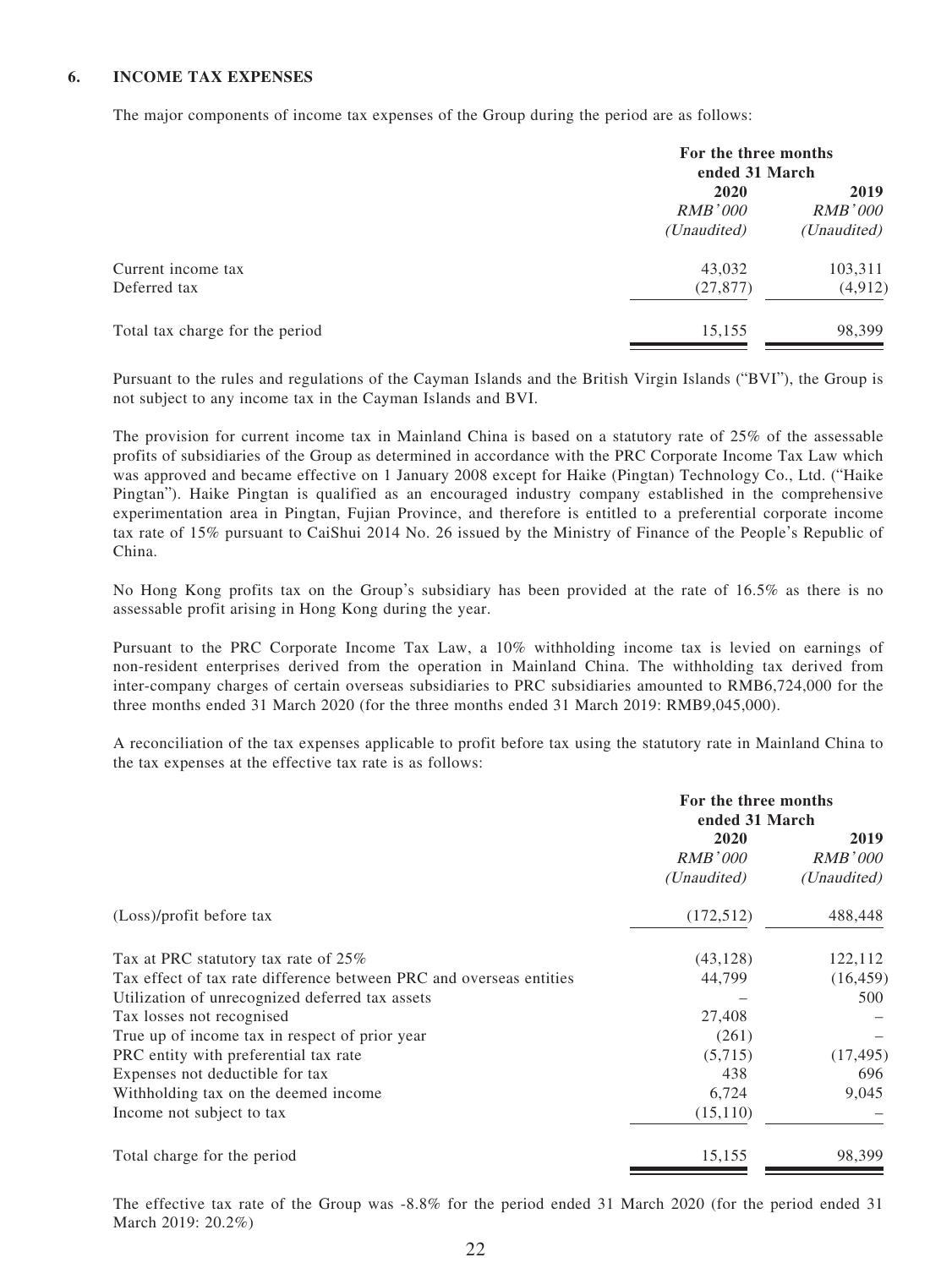### 6. INCOME TAX EXPENSES

The major components of income tax expenses of the Group during the period are as follows:

| | For the three months ended 31 March | |
|---|---|---|
| | 2020 | 2019 |
| | *RMB'000* | *RMB'000* |
| | *(Unaudited)* | *(Unaudited)* |
| Current income tax | 43,032 | 103,311 |
| Deferred tax | (27,877) | (4,912) |
| Total tax charge for the period | 15,155 | 98,399 |

Pursuant to the rules and regulations of the Cayman Islands and the British Virgin Islands ("BVI"), the Group is not subject to any income tax in the Cayman Islands and BVI.

The provision for current income tax in Mainland China is based on a statutory rate of 25% of the assessable profits of subsidiaries of the Group as determined in accordance with the PRC Corporate Income Tax Law which was approved and became effective on 1 January 2008 except for Haike (Pingtan) Technology Co., Ltd. ("Haike Pingtan"). Haike Pingtan is qualified as an encouraged industry company established in the comprehensive experimentation area in Pingtan, Fujian Province, and therefore is entitled to a preferential corporate income tax rate of 15% pursuant to CaiShui 2014 No. 26 issued by the Ministry of Finance of the People's Republic of China.

No Hong Kong profits tax on the Group's subsidiary has been provided at the rate of 16.5% as there is no assessable profit arising in Hong Kong during the year.

Pursuant to the PRC Corporate Income Tax Law, a 10% withholding income tax is levied on earnings of non-resident enterprises derived from the operation in Mainland China. The withholding tax derived from inter-company charges of certain overseas subsidiaries to PRC subsidiaries amounted to RMB6,724,000 for the three months ended 31 March 2020 (for the three months ended 31 March 2019: RMB9,045,000).

A reconciliation of the tax expenses applicable to profit before tax using the statutory rate in Mainland China to the tax expenses at the effective tax rate is as follows:

| | For the three months ended 31 March | |
|---|---|---|
| | 2020 | 2019 |
| | *RMB'000* | *RMB'000* |
| | *(Unaudited)* | *(Unaudited)* |
| (Loss)/profit before tax | (172,512) | 488,448 |
| Tax at PRC statutory tax rate of 25% | (43,128) | 122,112 |
| Tax effect of tax rate difference between PRC and overseas entities | 44,799 | (16,459) |
| Utilization of unrecognized deferred tax assets | – | 500 |
| Tax losses not recognised | 27,408 | – |
| True up of income tax in respect of prior year | (261) | – |
| PRC entity with preferential tax rate | (5,715) | (17,495) |
| Expenses not deductible for tax | 438 | 696 |
| Withholding tax on the deemed income | 6,724 | 9,045 |
| Income not subject to tax | (15,110) | – |
| Total charge for the period | 15,155 | 98,399 |

The effective tax rate of the Group was -8.8% for the period ended 31 March 2020 (for the period ended 31 March 2019: 20.2%)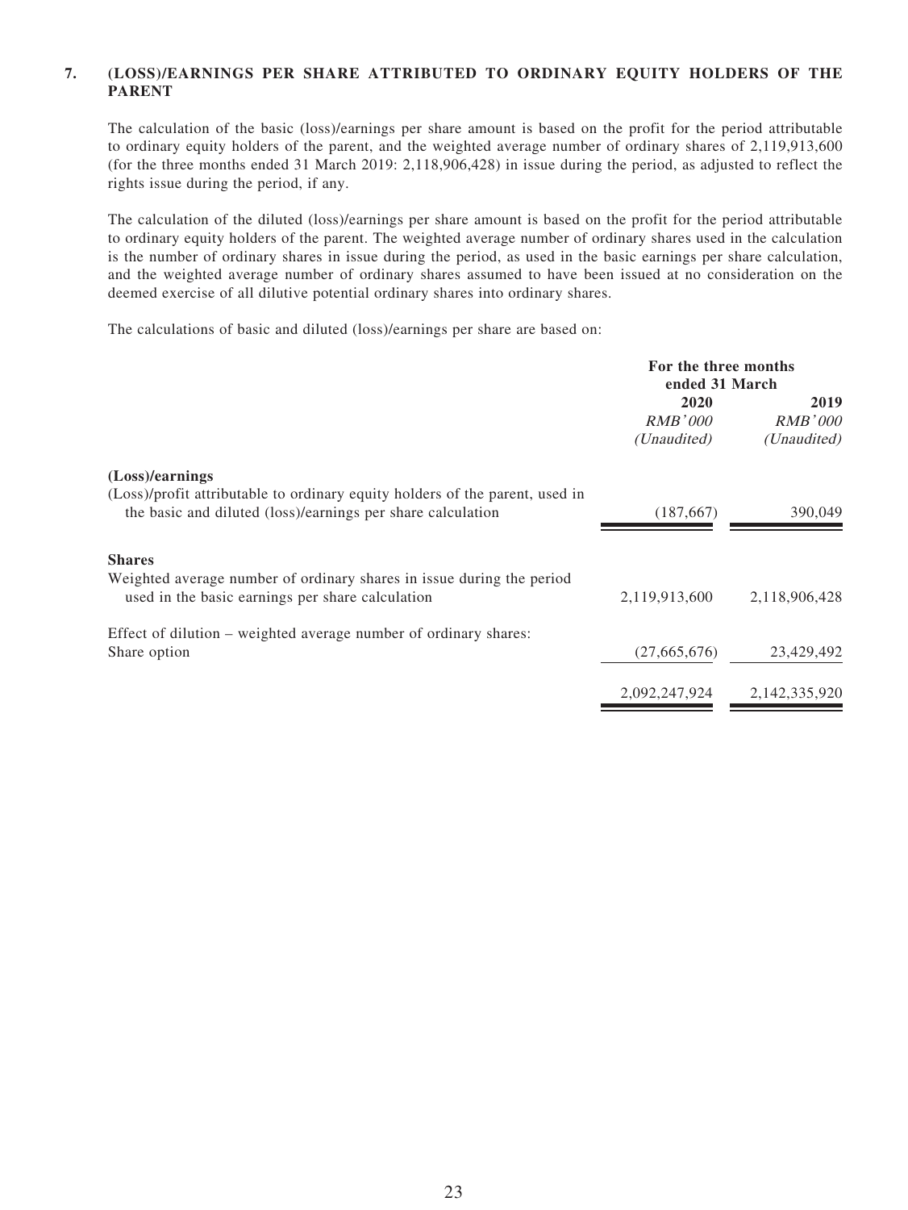## 7. (LOSS)/EARNINGS PER SHARE ATTRIBUTED TO ORDINARY EQUITY HOLDERS OF THE PARENT

The calculation of the basic (loss)/earnings per share amount is based on the profit for the period attributable to ordinary equity holders of the parent, and the weighted average number of ordinary shares of 2,119,913,600 (for the three months ended 31 March 2019: 2,118,906,428) in issue during the period, as adjusted to reflect the rights issue during the period, if any.

The calculation of the diluted (loss)/earnings per share amount is based on the profit for the period attributable to ordinary equity holders of the parent. The weighted average number of ordinary shares used in the calculation is the number of ordinary shares in issue during the period, as used in the basic earnings per share calculation, and the weighted average number of ordinary shares assumed to have been issued at no consideration on the deemed exercise of all dilutive potential ordinary shares into ordinary shares.

The calculations of basic and diluted (loss)/earnings per share are based on:

| | For the three months ended 31 March | |
|---|---|---|
| | **2020** | **2019** |
| | *RMB'000* | *RMB'000* |
| | *(Unaudited)* | *(Unaudited)* |
| **(Loss)/earnings** | | |
| (Loss)/profit attributable to ordinary equity holders of the parent, used in the basic and diluted (loss)/earnings per share calculation | (187,667) | 390,049 |
| **Shares** | | |
| Weighted average number of ordinary shares in issue during the period used in the basic earnings per share calculation | 2,119,913,600 | 2,118,906,428 |
| Effect of dilution – weighted average number of ordinary shares: | | |
| Share option | (27,665,676) | 23,429,492 |
| | 2,092,247,924 | 2,142,335,920 |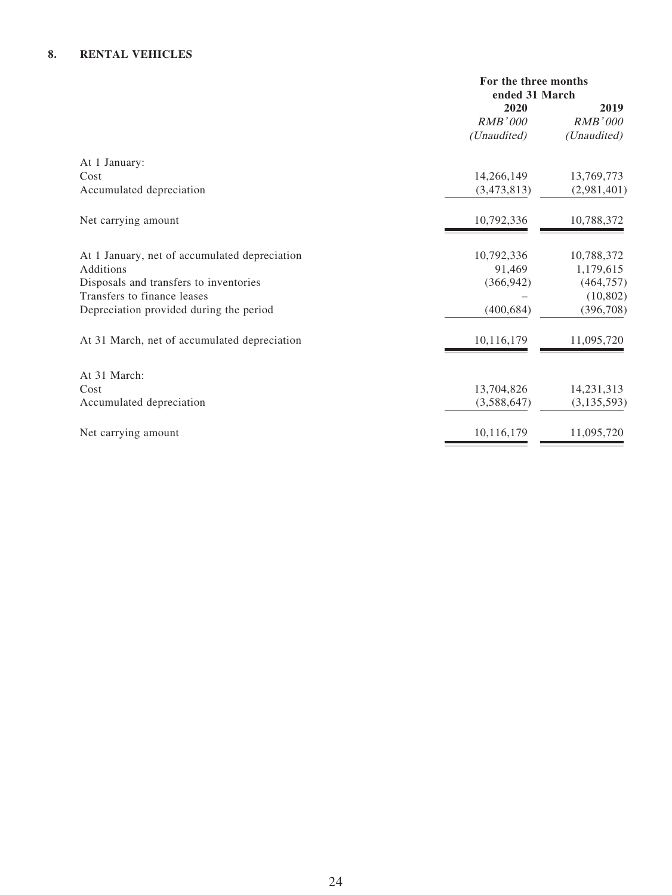## 8. RENTAL VEHICLES

| | For the three months ended 31 March | |
|---|---|---|
| | **2020** | **2019** |
| | *RMB'000* | *RMB'000* |
| | *(Unaudited)* | *(Unaudited)* |
| At 1 January: | | |
| Cost | 14,266,149 | 13,769,773 |
| Accumulated depreciation | (3,473,813) | (2,981,401) |
| Net carrying amount | 10,792,336 | 10,788,372 |
| At 1 January, net of accumulated depreciation | 10,792,336 | 10,788,372 |
| Additions | 91,469 | 1,179,615 |
| Disposals and transfers to inventories | (366,942) | (464,757) |
| Transfers to finance leases | – | (10,802) |
| Depreciation provided during the period | (400,684) | (396,708) |
| At 31 March, net of accumulated depreciation | 10,116,179 | 11,095,720 |
| At 31 March: | | |
| Cost | 13,704,826 | 14,231,313 |
| Accumulated depreciation | (3,588,647) | (3,135,593) |
| Net carrying amount | 10,116,179 | 11,095,720 |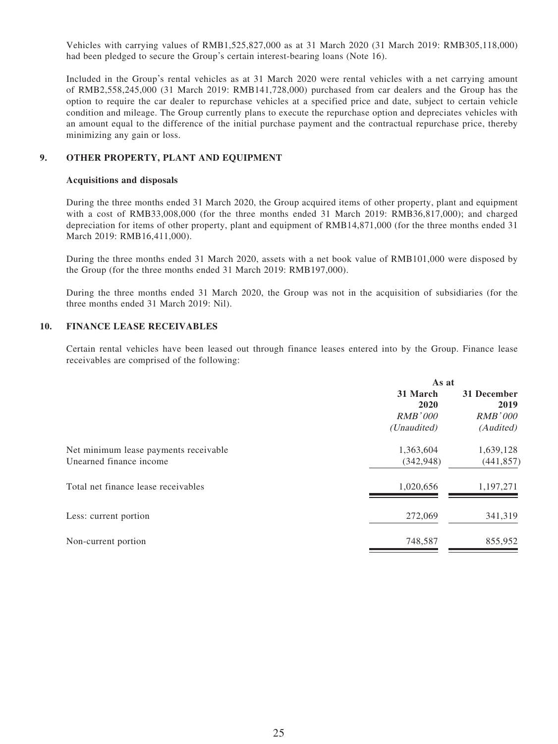Vehicles with carrying values of RMB1,525,827,000 as at 31 March 2020 (31 March 2019: RMB305,118,000) had been pledged to secure the Group's certain interest-bearing loans (Note 16).

Included in the Group's rental vehicles as at 31 March 2020 were rental vehicles with a net carrying amount of RMB2,558,245,000 (31 March 2019: RMB141,728,000) purchased from car dealers and the Group has the option to require the car dealer to repurchase vehicles at a specified price and date, subject to certain vehicle condition and mileage. The Group currently plans to execute the repurchase option and depreciates vehicles with an amount equal to the difference of the initial purchase payment and the contractual repurchase price, thereby minimizing any gain or loss.

## 9. OTHER PROPERTY, PLANT AND EQUIPMENT

**Acquisitions and disposals**

During the three months ended 31 March 2020, the Group acquired items of other property, plant and equipment with a cost of RMB33,008,000 (for the three months ended 31 March 2019: RMB36,817,000); and charged depreciation for items of other property, plant and equipment of RMB14,871,000 (for the three months ended 31 March 2019: RMB16,411,000).

During the three months ended 31 March 2020, assets with a net book value of RMB101,000 were disposed by the Group (for the three months ended 31 March 2019: RMB197,000).

During the three months ended 31 March 2020, the Group was not in the acquisition of subsidiaries (for the three months ended 31 March 2019: Nil).

## 10. FINANCE LEASE RECEIVABLES

Certain rental vehicles have been leased out through finance leases entered into by the Group. Finance lease receivables are comprised of the following:

| | As at | |
|---|---|---|
| | **31 March 2020** | **31 December 2019** |
| | *RMB'000* | *RMB'000* |
| | *(Unaudited)* | *(Audited)* |
| Net minimum lease payments receivable | 1,363,604 | 1,639,128 |
| Unearned finance income | (342,948) | (441,857) |
| Total net finance lease receivables | 1,020,656 | 1,197,271 |
| Less: current portion | 272,069 | 341,319 |
| Non-current portion | 748,587 | 855,952 |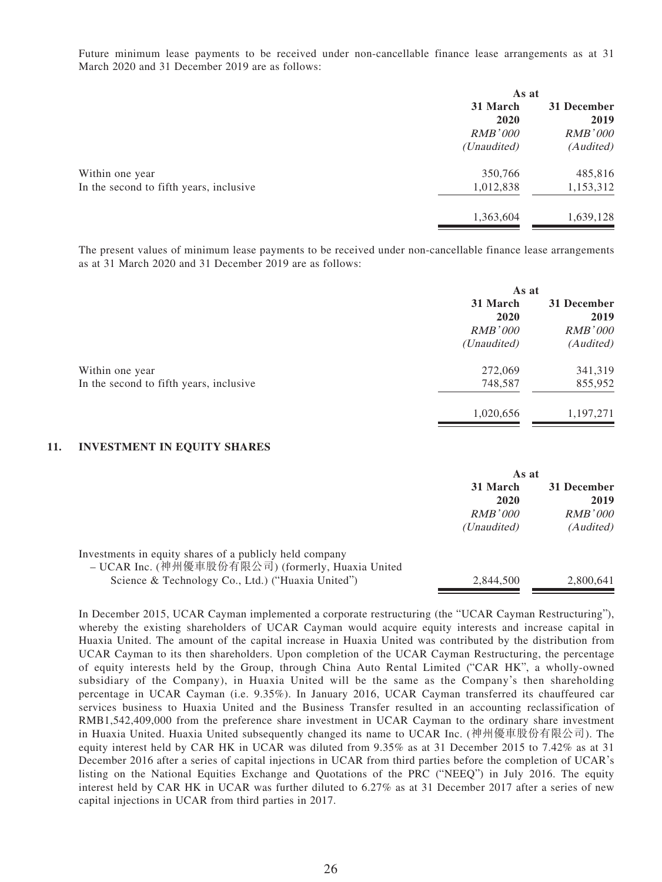Future minimum lease payments to be received under non-cancellable finance lease arrangements as at 31 March 2020 and 31 December 2019 are as follows:

| | As at | |
|---|---|---|
| | 31 March 2020 | 31 December 2019 |
| | *RMB'000* | *RMB'000* |
| | *(Unaudited)* | *(Audited)* |
| Within one year | 350,766 | 485,816 |
| In the second to fifth years, inclusive | 1,012,838 | 1,153,312 |
| | 1,363,604 | 1,639,128 |

The present values of minimum lease payments to be received under non-cancellable finance lease arrangements as at 31 March 2020 and 31 December 2019 are as follows:

| | As at | |
|---|---|---|
| | 31 March 2020 | 31 December 2019 |
| | *RMB'000* | *RMB'000* |
| | *(Unaudited)* | *(Audited)* |
| Within one year | 272,069 | 341,319 |
| In the second to fifth years, inclusive | 748,587 | 855,952 |
| | 1,020,656 | 1,197,271 |

## 11. INVESTMENT IN EQUITY SHARES

| | As at | |
|---|---|---|
| | 31 March 2020 | 31 December 2019 |
| | *RMB'000* | *RMB'000* |
| | *(Unaudited)* | *(Audited)* |
| Investments in equity shares of a publicly held company – UCAR Inc. (神州優車股份有限公司) (formerly, Huaxia United Science & Technology Co., Ltd.) ("Huaxia United") | 2,844,500 | 2,800,641 |

In December 2015, UCAR Cayman implemented a corporate restructuring (the "UCAR Cayman Restructuring"), whereby the existing shareholders of UCAR Cayman would acquire equity interests and increase capital in Huaxia United. The amount of the capital increase in Huaxia United was contributed by the distribution from UCAR Cayman to its then shareholders. Upon completion of the UCAR Cayman Restructuring, the percentage of equity interests held by the Group, through China Auto Rental Limited ("CAR HK", a wholly-owned subsidiary of the Company), in Huaxia United will be the same as the Company's then shareholding percentage in UCAR Cayman (i.e. 9.35%). In January 2016, UCAR Cayman transferred its chauffeured car services business to Huaxia United and the Business Transfer resulted in an accounting reclassification of RMB1,542,409,000 from the preference share investment in UCAR Cayman to the ordinary share investment in Huaxia United. Huaxia United subsequently changed its name to UCAR Inc. (神州優車股份有限公司). The equity interest held by CAR HK in UCAR was diluted from 9.35% as at 31 December 2015 to 7.42% as at 31 December 2016 after a series of capital injections in UCAR from third parties before the completion of UCAR's listing on the National Equities Exchange and Quotations of the PRC ("NEEQ") in July 2016. The equity interest held by CAR HK in UCAR was further diluted to 6.27% as at 31 December 2017 after a series of new capital injections in UCAR from third parties in 2017.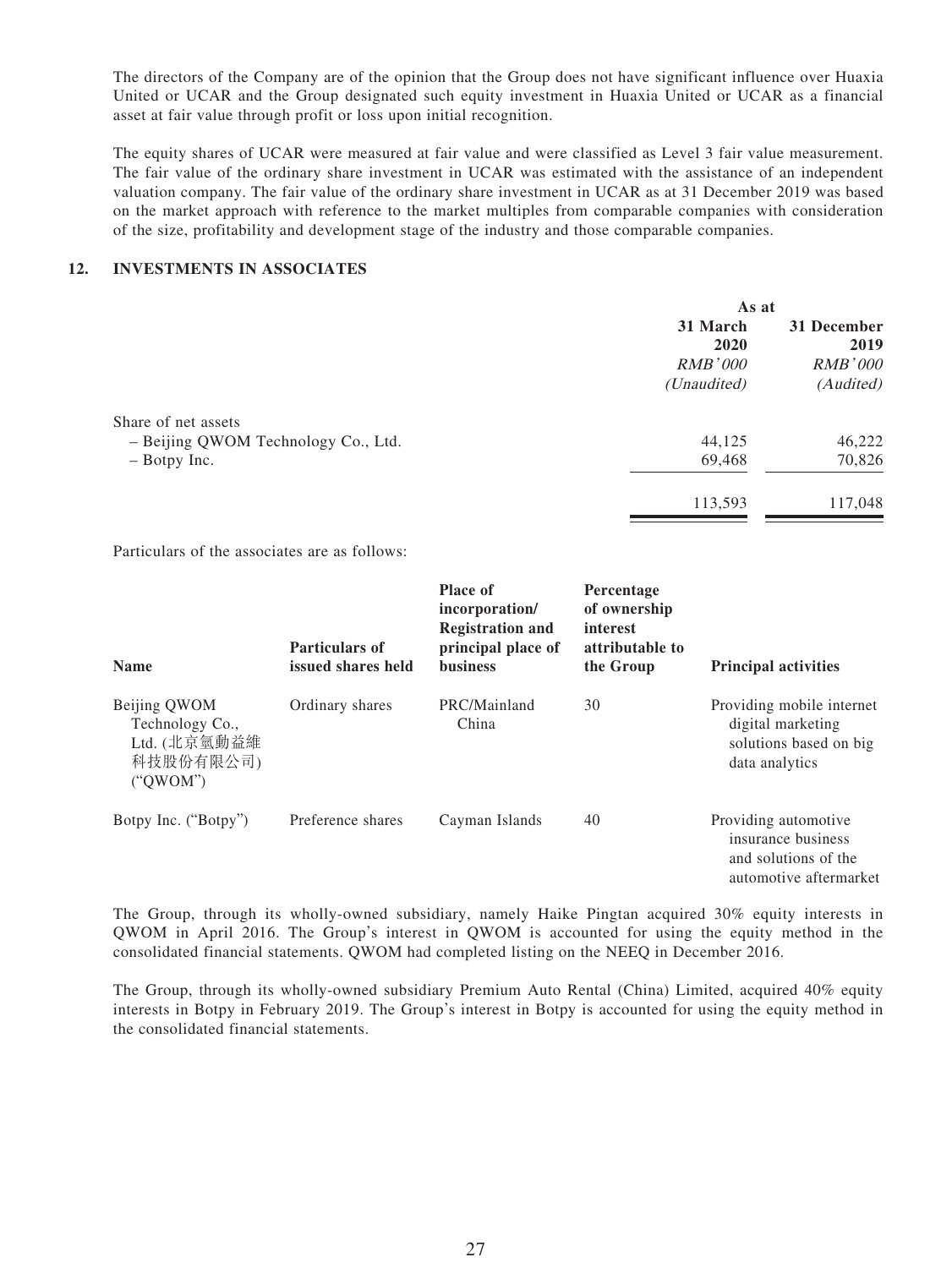The directors of the Company are of the opinion that the Group does not have significant influence over Huaxia United or UCAR and the Group designated such equity investment in Huaxia United or UCAR as a financial asset at fair value through profit or loss upon initial recognition.

The equity shares of UCAR were measured at fair value and were classified as Level 3 fair value measurement. The fair value of the ordinary share investment in UCAR was estimated with the assistance of an independent valuation company. The fair value of the ordinary share investment in UCAR as at 31 December 2019 was based on the market approach with reference to the market multiples from comparable companies with consideration of the size, profitability and development stage of the industry and those comparable companies.

## 12. INVESTMENTS IN ASSOCIATES

| | As at | |
|---|---|---|
| | **31 March 2020** | **31 December 2019** |
| | *RMB'000* | *RMB'000* |
| | *(Unaudited)* | *(Audited)* |
| Share of net assets | | |
| – Beijing QWOM Technology Co., Ltd. | 44,125 | 46,222 |
| – Botpy Inc. | 69,468 | 70,826 |
| | 113,593 | 117,048 |

Particulars of the associates are as follows:

| **Name** | **Particulars of issued shares held** | **Place of incorporation/ Registration and principal place of business** | **Percentage of ownership interest attributable to the Group** | **Principal activities** |
|---|---|---|---|---|
| Beijing QWOM Technology Co., Ltd. (北京氫動益維科技股份有限公司) ("QWOM") | Ordinary shares | PRC/Mainland China | 30 | Providing mobile internet digital marketing solutions based on big data analytics |
| Botpy Inc. ("Botpy") | Preference shares | Cayman Islands | 40 | Providing automotive insurance business and solutions of the automotive aftermarket |

The Group, through its wholly-owned subsidiary, namely Haike Pingtan acquired 30% equity interests in QWOM in April 2016. The Group's interest in QWOM is accounted for using the equity method in the consolidated financial statements. QWOM had completed listing on the NEEQ in December 2016.

The Group, through its wholly-owned subsidiary Premium Auto Rental (China) Limited, acquired 40% equity interests in Botpy in February 2019. The Group's interest in Botpy is accounted for using the equity method in the consolidated financial statements.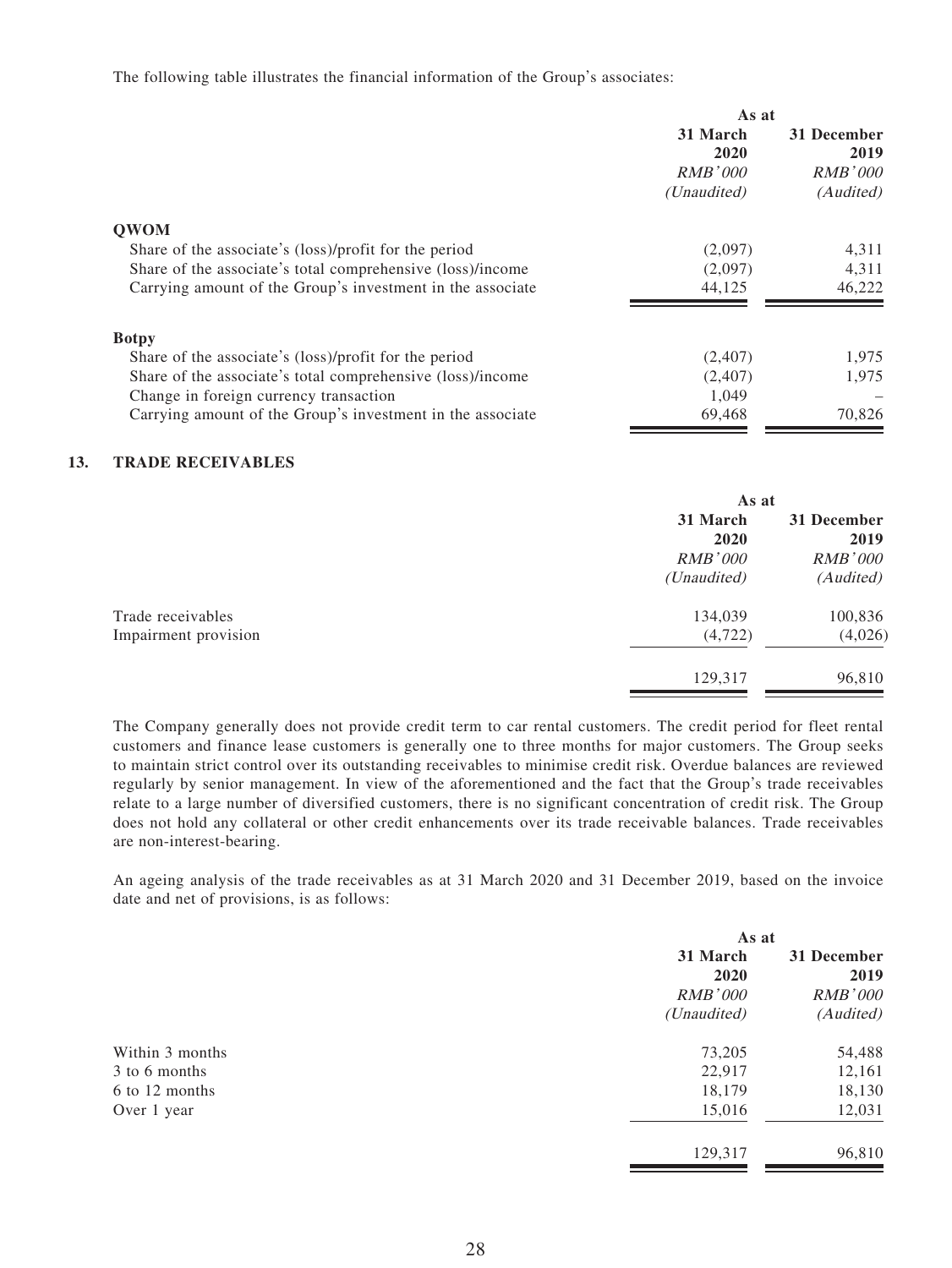The following table illustrates the financial information of the Group's associates:

| | As at | |
|---|---|---|
| | 31 March 2020 | 31 December 2019 |
| | *RMB'000* | *RMB'000* |
| | *(Unaudited)* | *(Audited)* |
| **QWOM** | | |
| Share of the associate's (loss)/profit for the period | (2,097) | 4,311 |
| Share of the associate's total comprehensive (loss)/income | (2,097) | 4,311 |
| Carrying amount of the Group's investment in the associate | 44,125 | 46,222 |
| **Botpy** | | |
| Share of the associate's (loss)/profit for the period | (2,407) | 1,975 |
| Share of the associate's total comprehensive (loss)/income | (2,407) | 1,975 |
| Change in foreign currency transaction | 1,049 | – |
| Carrying amount of the Group's investment in the associate | 69,468 | 70,826 |

## 13. TRADE RECEIVABLES

| | As at | |
|---|---|---|
| | 31 March 2020 | 31 December 2019 |
| | *RMB'000* | *RMB'000* |
| | *(Unaudited)* | *(Audited)* |
| Trade receivables | 134,039 | 100,836 |
| Impairment provision | (4,722) | (4,026) |
| | 129,317 | 96,810 |

The Company generally does not provide credit term to car rental customers. The credit period for fleet rental customers and finance lease customers is generally one to three months for major customers. The Group seeks to maintain strict control over its outstanding receivables to minimise credit risk. Overdue balances are reviewed regularly by senior management. In view of the aforementioned and the fact that the Group's trade receivables relate to a large number of diversified customers, there is no significant concentration of credit risk. The Group does not hold any collateral or other credit enhancements over its trade receivable balances. Trade receivables are non-interest-bearing.

An ageing analysis of the trade receivables as at 31 March 2020 and 31 December 2019, based on the invoice date and net of provisions, is as follows:

| | As at | |
|---|---|---|
| | 31 March 2020 | 31 December 2019 |
| | *RMB'000* | *RMB'000* |
| | *(Unaudited)* | *(Audited)* |
| Within 3 months | 73,205 | 54,488 |
| 3 to 6 months | 22,917 | 12,161 |
| 6 to 12 months | 18,179 | 18,130 |
| Over 1 year | 15,016 | 12,031 |
| | 129,317 | 96,810 |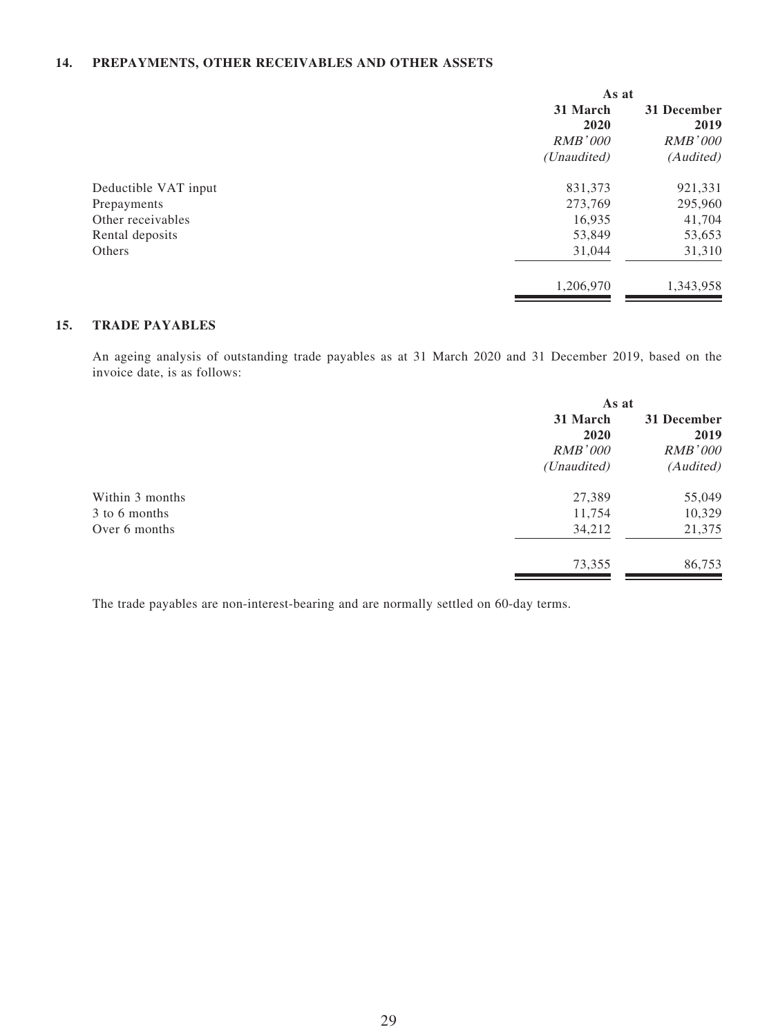### 14. PREPAYMENTS, OTHER RECEIVABLES AND OTHER ASSETS

| | As at | |
|---|---|---|
| | **31 March 2020** | **31 December 2019** |
| | *RMB'000* | *RMB'000* |
| | *(Unaudited)* | *(Audited)* |
| Deductible VAT input | 831,373 | 921,331 |
| Prepayments | 273,769 | 295,960 |
| Other receivables | 16,935 | 41,704 |
| Rental deposits | 53,849 | 53,653 |
| Others | 31,044 | 31,310 |
| | 1,206,970 | 1,343,958 |

### 15. TRADE PAYABLES

An ageing analysis of outstanding trade payables as at 31 March 2020 and 31 December 2019, based on the invoice date, is as follows:

| | As at | |
|---|---|---|
| | **31 March 2020** | **31 December 2019** |
| | *RMB'000* | *RMB'000* |
| | *(Unaudited)* | *(Audited)* |
| Within 3 months | 27,389 | 55,049 |
| 3 to 6 months | 11,754 | 10,329 |
| Over 6 months | 34,212 | 21,375 |
| | 73,355 | 86,753 |

The trade payables are non-interest-bearing and are normally settled on 60-day terms.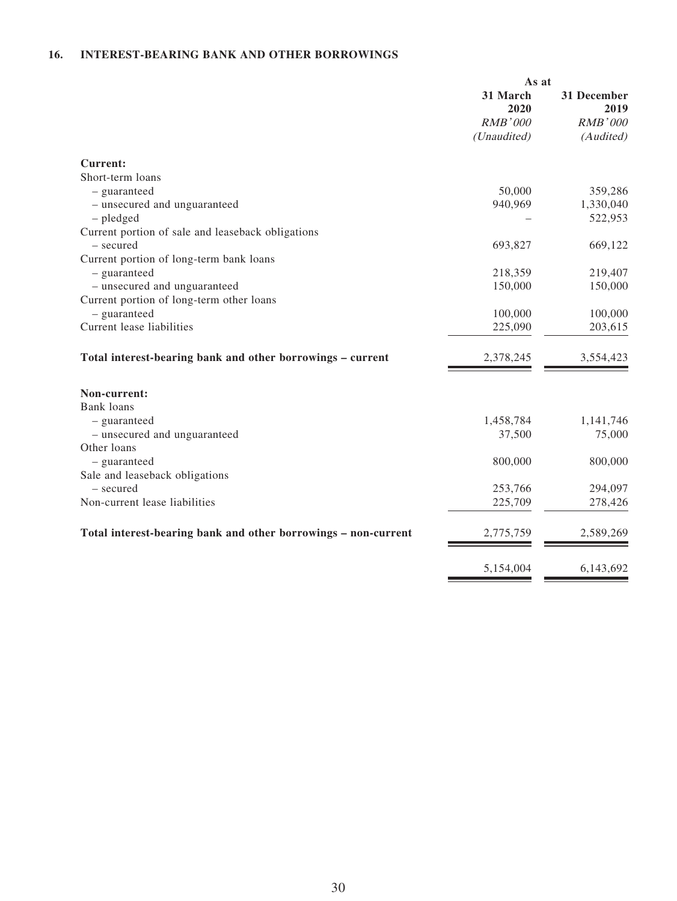## 16. INTEREST-BEARING BANK AND OTHER BORROWINGS

| | As at | |
|---|---|---|
| | **31 March 2020** | **31 December 2019** |
| | *RMB'000* | *RMB'000* |
| | *(Unaudited)* | *(Audited)* |
| **Current:** | | |
| Short-term loans | | |
| – guaranteed | 50,000 | 359,286 |
| – unsecured and unguaranteed | 940,969 | 1,330,040 |
| – pledged | – | 522,953 |
| Current portion of sale and leaseback obligations | | |
| – secured | 693,827 | 669,122 |
| Current portion of long-term bank loans | | |
| – guaranteed | 218,359 | 219,407 |
| – unsecured and unguaranteed | 150,000 | 150,000 |
| Current portion of long-term other loans | | |
| – guaranteed | 100,000 | 100,000 |
| Current lease liabilities | 225,090 | 203,615 |
| **Total interest-bearing bank and other borrowings – current** | 2,378,245 | 3,554,423 |
| **Non-current:** | | |
| Bank loans | | |
| – guaranteed | 1,458,784 | 1,141,746 |
| – unsecured and unguaranteed | 37,500 | 75,000 |
| Other loans | | |
| – guaranteed | 800,000 | 800,000 |
| Sale and leaseback obligations | | |
| – secured | 253,766 | 294,097 |
| Non-current lease liabilities | 225,709 | 278,426 |
| **Total interest-bearing bank and other borrowings – non-current** | 2,775,759 | 2,589,269 |
| | 5,154,004 | 6,143,692 |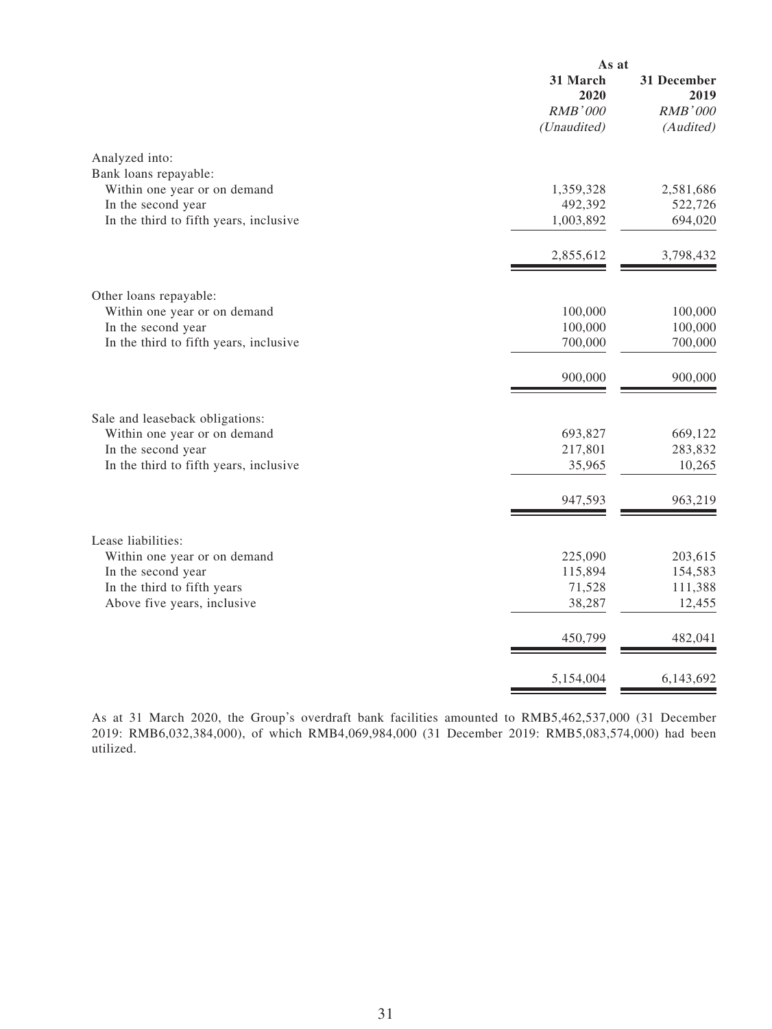| | As at | |
|---|---|---|
| | 31 March 2020 | 31 December 2019 |
| | *RMB'000* | *RMB'000* |
| | *(Unaudited)* | *(Audited)* |
| Analyzed into: | | |
| Bank loans repayable: | | |
| Within one year or on demand | 1,359,328 | 2,581,686 |
| In the second year | 492,392 | 522,726 |
| In the third to fifth years, inclusive | 1,003,892 | 694,020 |
| | 2,855,612 | 3,798,432 |
| Other loans repayable: | | |
| Within one year or on demand | 100,000 | 100,000 |
| In the second year | 100,000 | 100,000 |
| In the third to fifth years, inclusive | 700,000 | 700,000 |
| | 900,000 | 900,000 |
| Sale and leaseback obligations: | | |
| Within one year or on demand | 693,827 | 669,122 |
| In the second year | 217,801 | 283,832 |
| In the third to fifth years, inclusive | 35,965 | 10,265 |
| | 947,593 | 963,219 |
| Lease liabilities: | | |
| Within one year or on demand | 225,090 | 203,615 |
| In the second year | 115,894 | 154,583 |
| In the third to fifth years | 71,528 | 111,388 |
| Above five years, inclusive | 38,287 | 12,455 |
| | 450,799 | 482,041 |
| | 5,154,004 | 6,143,692 |

As at 31 March 2020, the Group's overdraft bank facilities amounted to RMB5,462,537,000 (31 December 2019: RMB6,032,384,000), of which RMB4,069,984,000 (31 December 2019: RMB5,083,574,000) had been utilized.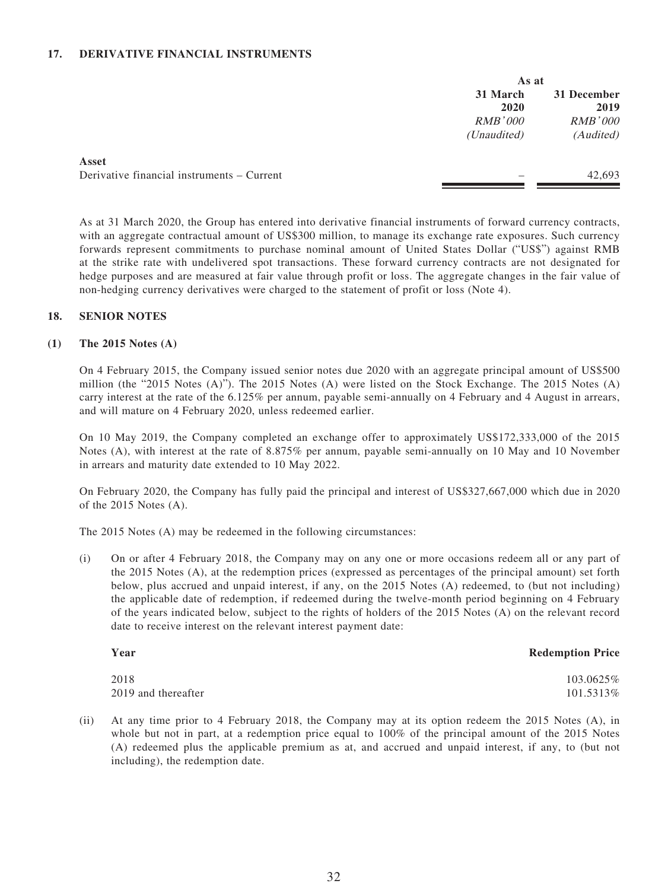## 17. DERIVATIVE FINANCIAL INSTRUMENTS

| | As at | |
|---|---|---|
| | 31 March 2020 | 31 December 2019 |
| | *RMB'000* | *RMB'000* |
| | *(Unaudited)* | *(Audited)* |
| **Asset** | | |
| Derivative financial instruments – Current | – | 42,693 |

As at 31 March 2020, the Group has entered into derivative financial instruments of forward currency contracts, with an aggregate contractual amount of US$300 million, to manage its exchange rate exposures. Such currency forwards represent commitments to purchase nominal amount of United States Dollar ("US$") against RMB at the strike rate with undelivered spot transactions. These forward currency contracts are not designated for hedge purposes and are measured at fair value through profit or loss. The aggregate changes in the fair value of non-hedging currency derivatives were charged to the statement of profit or loss (Note 4).

## 18. SENIOR NOTES

### (1) The 2015 Notes (A)

On 4 February 2015, the Company issued senior notes due 2020 with an aggregate principal amount of US$500 million (the "2015 Notes (A)"). The 2015 Notes (A) were listed on the Stock Exchange. The 2015 Notes (A) carry interest at the rate of the 6.125% per annum, payable semi-annually on 4 February and 4 August in arrears, and will mature on 4 February 2020, unless redeemed earlier.

On 10 May 2019, the Company completed an exchange offer to approximately US$172,333,000 of the 2015 Notes (A), with interest at the rate of 8.875% per annum, payable semi-annually on 10 May and 10 November in arrears and maturity date extended to 10 May 2022.

On February 2020, the Company has fully paid the principal and interest of US$327,667,000 which due in 2020 of the 2015 Notes (A).

The 2015 Notes (A) may be redeemed in the following circumstances:

(i) On or after 4 February 2018, the Company may on any one or more occasions redeem all or any part of the 2015 Notes (A), at the redemption prices (expressed as percentages of the principal amount) set forth below, plus accrued and unpaid interest, if any, on the 2015 Notes (A) redeemed, to (but not including) the applicable date of redemption, if redeemed during the twelve-month period beginning on 4 February of the years indicated below, subject to the rights of holders of the 2015 Notes (A) on the relevant record date to receive interest on the relevant interest payment date:

| Year | Redemption Price |
|---|---|
| 2018 | 103.0625% |
| 2019 and thereafter | 101.5313% |

(ii) At any time prior to 4 February 2018, the Company may at its option redeem the 2015 Notes (A), in whole but not in part, at a redemption price equal to 100% of the principal amount of the 2015 Notes (A) redeemed plus the applicable premium as at, and accrued and unpaid interest, if any, to (but not including), the redemption date.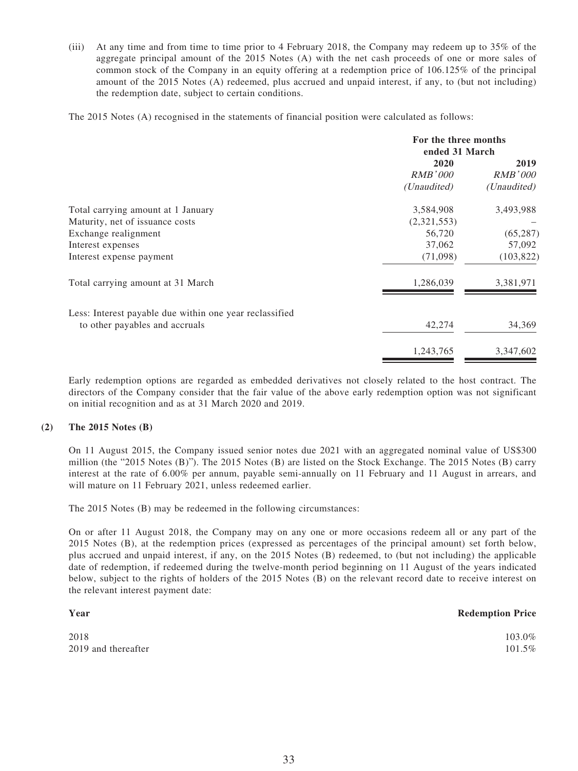(iii) At any time and from time to time prior to 4 February 2018, the Company may redeem up to 35% of the aggregate principal amount of the 2015 Notes (A) with the net cash proceeds of one or more sales of common stock of the Company in an equity offering at a redemption price of 106.125% of the principal amount of the 2015 Notes (A) redeemed, plus accrued and unpaid interest, if any, to (but not including) the redemption date, subject to certain conditions.

The 2015 Notes (A) recognised in the statements of financial position were calculated as follows:

| | For the three months ended 31 March | |
|---|---|---|
| | 2020 | 2019 |
| | *RMB'000* | *RMB'000* |
| | *(Unaudited)* | *(Unaudited)* |
| Total carrying amount at 1 January | 3,584,908 | 3,493,988 |
| Maturity, net of issuance costs | (2,321,553) | – |
| Exchange realignment | 56,720 | (65,287) |
| Interest expenses | 37,062 | 57,092 |
| Interest expense payment | (71,098) | (103,822) |
| Total carrying amount at 31 March | 1,286,039 | 3,381,971 |
| Less: Interest payable due within one year reclassified to other payables and accruals | 42,274 | 34,369 |
| | 1,243,765 | 3,347,602 |

Early redemption options are regarded as embedded derivatives not closely related to the host contract. The directors of the Company consider that the fair value of the above early redemption option was not significant on initial recognition and as at 31 March 2020 and 2019.

**(2) The 2015 Notes (B)**

On 11 August 2015, the Company issued senior notes due 2021 with an aggregated nominal value of US$300 million (the "2015 Notes (B)"). The 2015 Notes (B) are listed on the Stock Exchange. The 2015 Notes (B) carry interest at the rate of 6.00% per annum, payable semi-annually on 11 February and 11 August in arrears, and will mature on 11 February 2021, unless redeemed earlier.

The 2015 Notes (B) may be redeemed in the following circumstances:

On or after 11 August 2018, the Company may on any one or more occasions redeem all or any part of the 2015 Notes (B), at the redemption prices (expressed as percentages of the principal amount) set forth below, plus accrued and unpaid interest, if any, on the 2015 Notes (B) redeemed, to (but not including) the applicable date of redemption, if redeemed during the twelve-month period beginning on 11 August of the years indicated below, subject to the rights of holders of the 2015 Notes (B) on the relevant record date to receive interest on the relevant interest payment date:

| Year | Redemption Price |
|---|---|
| 2018 | 103.0% |
| 2019 and thereafter | 101.5% |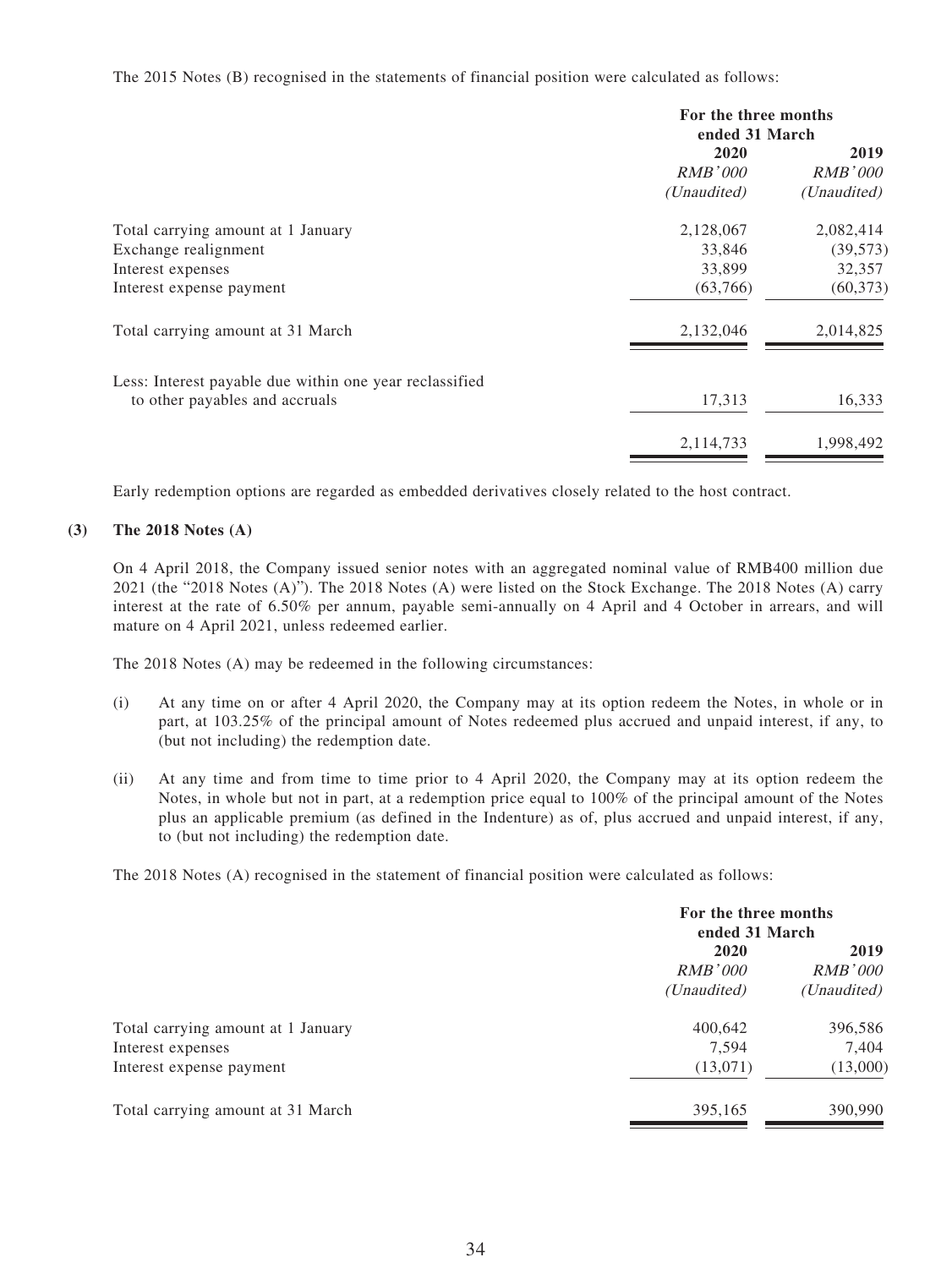The 2015 Notes (B) recognised in the statements of financial position were calculated as follows:

| | For the three months ended 31 March | |
|---|---|---|
| | 2020 | 2019 |
| | *RMB'000* | *RMB'000* |
| | *(Unaudited)* | *(Unaudited)* |
| Total carrying amount at 1 January | 2,128,067 | 2,082,414 |
| Exchange realignment | 33,846 | (39,573) |
| Interest expenses | 33,899 | 32,357 |
| Interest expense payment | (63,766) | (60,373) |
| Total carrying amount at 31 March | 2,132,046 | 2,014,825 |
| Less: Interest payable due within one year reclassified to other payables and accruals | 17,313 | 16,333 |
| | 2,114,733 | 1,998,492 |

Early redemption options are regarded as embedded derivatives closely related to the host contract.

**(3) The 2018 Notes (A)**

On 4 April 2018, the Company issued senior notes with an aggregated nominal value of RMB400 million due 2021 (the "2018 Notes (A)"). The 2018 Notes (A) were listed on the Stock Exchange. The 2018 Notes (A) carry interest at the rate of 6.50% per annum, payable semi-annually on 4 April and 4 October in arrears, and will mature on 4 April 2021, unless redeemed earlier.

The 2018 Notes (A) may be redeemed in the following circumstances:

(i) At any time on or after 4 April 2020, the Company may at its option redeem the Notes, in whole or in part, at 103.25% of the principal amount of Notes redeemed plus accrued and unpaid interest, if any, to (but not including) the redemption date.

(ii) At any time and from time to time prior to 4 April 2020, the Company may at its option redeem the Notes, in whole but not in part, at a redemption price equal to 100% of the principal amount of the Notes plus an applicable premium (as defined in the Indenture) as of, plus accrued and unpaid interest, if any, to (but not including) the redemption date.

The 2018 Notes (A) recognised in the statement of financial position were calculated as follows:

| | For the three months ended 31 March | |
|---|---|---|
| | 2020 | 2019 |
| | *RMB'000* | *RMB'000* |
| | *(Unaudited)* | *(Unaudited)* |
| Total carrying amount at 1 January | 400,642 | 396,586 |
| Interest expenses | 7,594 | 7,404 |
| Interest expense payment | (13,071) | (13,000) |
| Total carrying amount at 31 March | 395,165 | 390,990 |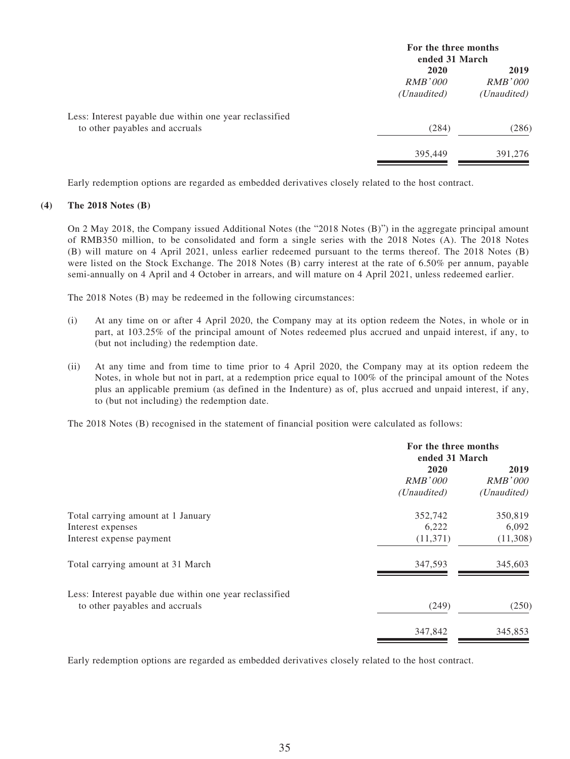| | For the three months ended 31 March | |
|---|---|---|
| | 2020 | 2019 |
| | *RMB'000* | *RMB'000* |
| | *(Unaudited)* | *(Unaudited)* |
| Less: Interest payable due within one year reclassified to other payables and accruals | (284) | (286) |
| | 395,449 | 391,276 |

Early redemption options are regarded as embedded derivatives closely related to the host contract.

**(4) The 2018 Notes (B)**

On 2 May 2018, the Company issued Additional Notes (the "2018 Notes (B)") in the aggregate principal amount of RMB350 million, to be consolidated and form a single series with the 2018 Notes (A). The 2018 Notes (B) will mature on 4 April 2021, unless earlier redeemed pursuant to the terms thereof. The 2018 Notes (B) were listed on the Stock Exchange. The 2018 Notes (B) carry interest at the rate of 6.50% per annum, payable semi-annually on 4 April and 4 October in arrears, and will mature on 4 April 2021, unless redeemed earlier.

The 2018 Notes (B) may be redeemed in the following circumstances:

(i) At any time on or after 4 April 2020, the Company may at its option redeem the Notes, in whole or in part, at 103.25% of the principal amount of Notes redeemed plus accrued and unpaid interest, if any, to (but not including) the redemption date.

(ii) At any time and from time to time prior to 4 April 2020, the Company may at its option redeem the Notes, in whole but not in part, at a redemption price equal to 100% of the principal amount of the Notes plus an applicable premium (as defined in the Indenture) as of, plus accrued and unpaid interest, if any, to (but not including) the redemption date.

The 2018 Notes (B) recognised in the statement of financial position were calculated as follows:

| | For the three months ended 31 March | |
|---|---|---|
| | 2020 | 2019 |
| | *RMB'000* | *RMB'000* |
| | *(Unaudited)* | *(Unaudited)* |
| Total carrying amount at 1 January | 352,742 | 350,819 |
| Interest expenses | 6,222 | 6,092 |
| Interest expense payment | (11,371) | (11,308) |
| Total carrying amount at 31 March | 347,593 | 345,603 |
| Less: Interest payable due within one year reclassified to other payables and accruals | (249) | (250) |
| | 347,842 | 345,853 |

Early redemption options are regarded as embedded derivatives closely related to the host contract.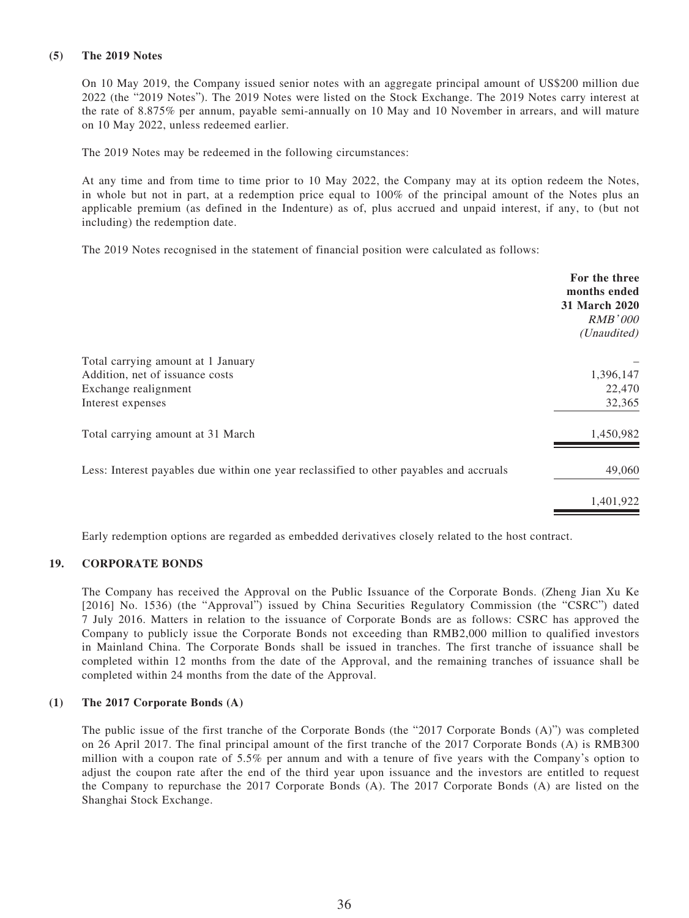**(5) The 2019 Notes**

On 10 May 2019, the Company issued senior notes with an aggregate principal amount of US$200 million due 2022 (the "2019 Notes"). The 2019 Notes were listed on the Stock Exchange. The 2019 Notes carry interest at the rate of 8.875% per annum, payable semi-annually on 10 May and 10 November in arrears, and will mature on 10 May 2022, unless redeemed earlier.

The 2019 Notes may be redeemed in the following circumstances:

At any time and from time to time prior to 10 May 2022, the Company may at its option redeem the Notes, in whole but not in part, at a redemption price equal to 100% of the principal amount of the Notes plus an applicable premium (as defined in the Indenture) as of, plus accrued and unpaid interest, if any, to (but not including) the redemption date.

The 2019 Notes recognised in the statement of financial position were calculated as follows:

| | **For the three months ended 31 March 2020** *RMB'000* *(Unaudited)* |
|---|---|
| Total carrying amount at 1 January | – |
| Addition, net of issuance costs | 1,396,147 |
| Exchange realignment | 22,470 |
| Interest expenses | 32,365 |
| Total carrying amount at 31 March | 1,450,982 |
| Less: Interest payables due within one year reclassified to other payables and accruals | 49,060 |
| | 1,401,922 |

Early redemption options are regarded as embedded derivatives closely related to the host contract.

## 19. CORPORATE BONDS

The Company has received the Approval on the Public Issuance of the Corporate Bonds. (Zheng Jian Xu Ke [2016] No. 1536) (the "Approval") issued by China Securities Regulatory Commission (the "CSRC") dated 7 July 2016. Matters in relation to the issuance of Corporate Bonds are as follows: CSRC has approved the Company to publicly issue the Corporate Bonds not exceeding than RMB2,000 million to qualified investors in Mainland China. The Corporate Bonds shall be issued in tranches. The first tranche of issuance shall be completed within 12 months from the date of the Approval, and the remaining tranches of issuance shall be completed within 24 months from the date of the Approval.

**(1) The 2017 Corporate Bonds (A)**

The public issue of the first tranche of the Corporate Bonds (the "2017 Corporate Bonds (A)") was completed on 26 April 2017. The final principal amount of the first tranche of the 2017 Corporate Bonds (A) is RMB300 million with a coupon rate of 5.5% per annum and with a tenure of five years with the Company's option to adjust the coupon rate after the end of the third year upon issuance and the investors are entitled to request the Company to repurchase the 2017 Corporate Bonds (A). The 2017 Corporate Bonds (A) are listed on the Shanghai Stock Exchange.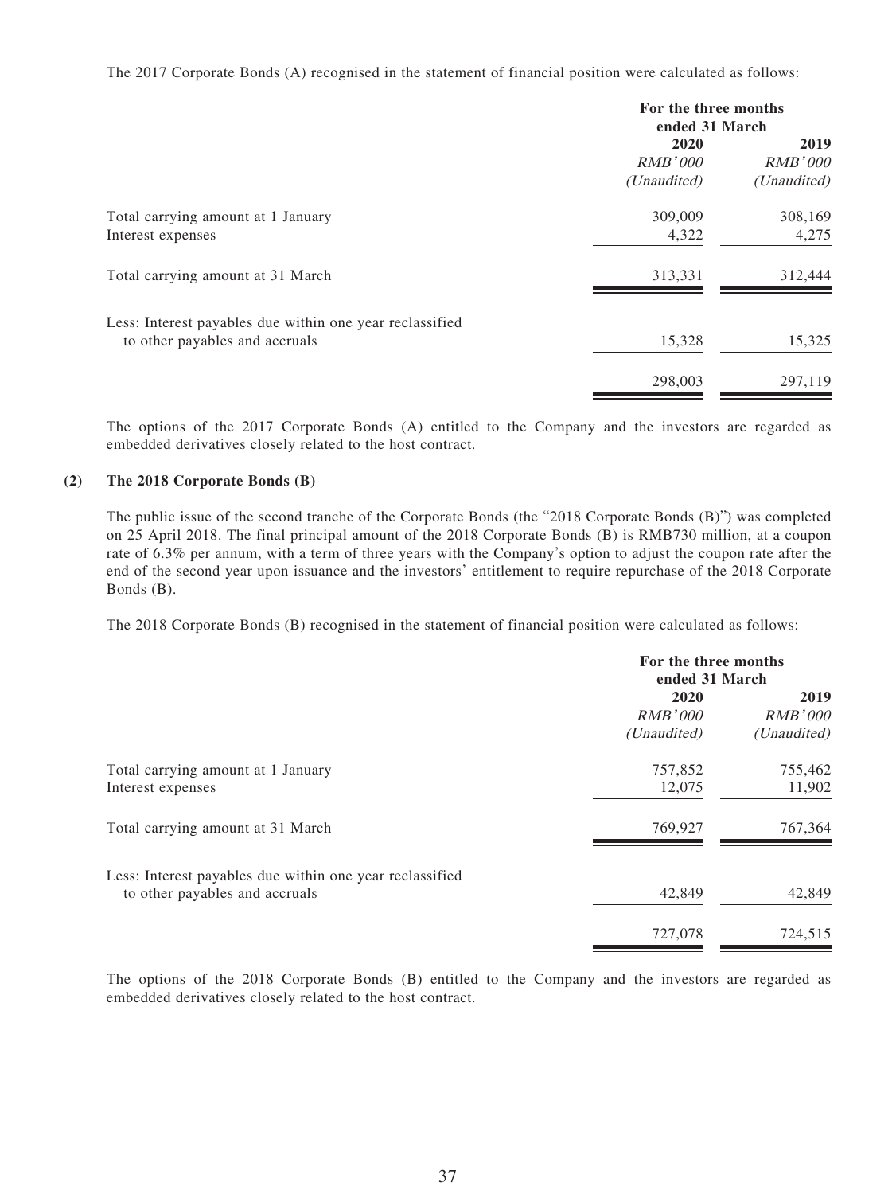The 2017 Corporate Bonds (A) recognised in the statement of financial position were calculated as follows:

| | For the three months ended 31 March | |
|---|---|---|
| | 2020 | 2019 |
| | *RMB'000* | *RMB'000* |
| | *(Unaudited)* | *(Unaudited)* |
| Total carrying amount at 1 January | 309,009 | 308,169 |
| Interest expenses | 4,322 | 4,275 |
| Total carrying amount at 31 March | 313,331 | 312,444 |
| Less: Interest payables due within one year reclassified to other payables and accruals | 15,328 | 15,325 |
| | 298,003 | 297,119 |

The options of the 2017 Corporate Bonds (A) entitled to the Company and the investors are regarded as embedded derivatives closely related to the host contract.

**(2) The 2018 Corporate Bonds (B)**

The public issue of the second tranche of the Corporate Bonds (the "2018 Corporate Bonds (B)") was completed on 25 April 2018. The final principal amount of the 2018 Corporate Bonds (B) is RMB730 million, at a coupon rate of 6.3% per annum, with a term of three years with the Company's option to adjust the coupon rate after the end of the second year upon issuance and the investors' entitlement to require repurchase of the 2018 Corporate Bonds (B).

The 2018 Corporate Bonds (B) recognised in the statement of financial position were calculated as follows:

| | For the three months ended 31 March | |
|---|---|---|
| | 2020 | 2019 |
| | *RMB'000* | *RMB'000* |
| | *(Unaudited)* | *(Unaudited)* |
| Total carrying amount at 1 January | 757,852 | 755,462 |
| Interest expenses | 12,075 | 11,902 |
| Total carrying amount at 31 March | 769,927 | 767,364 |
| Less: Interest payables due within one year reclassified to other payables and accruals | 42,849 | 42,849 |
| | 727,078 | 724,515 |

The options of the 2018 Corporate Bonds (B) entitled to the Company and the investors are regarded as embedded derivatives closely related to the host contract.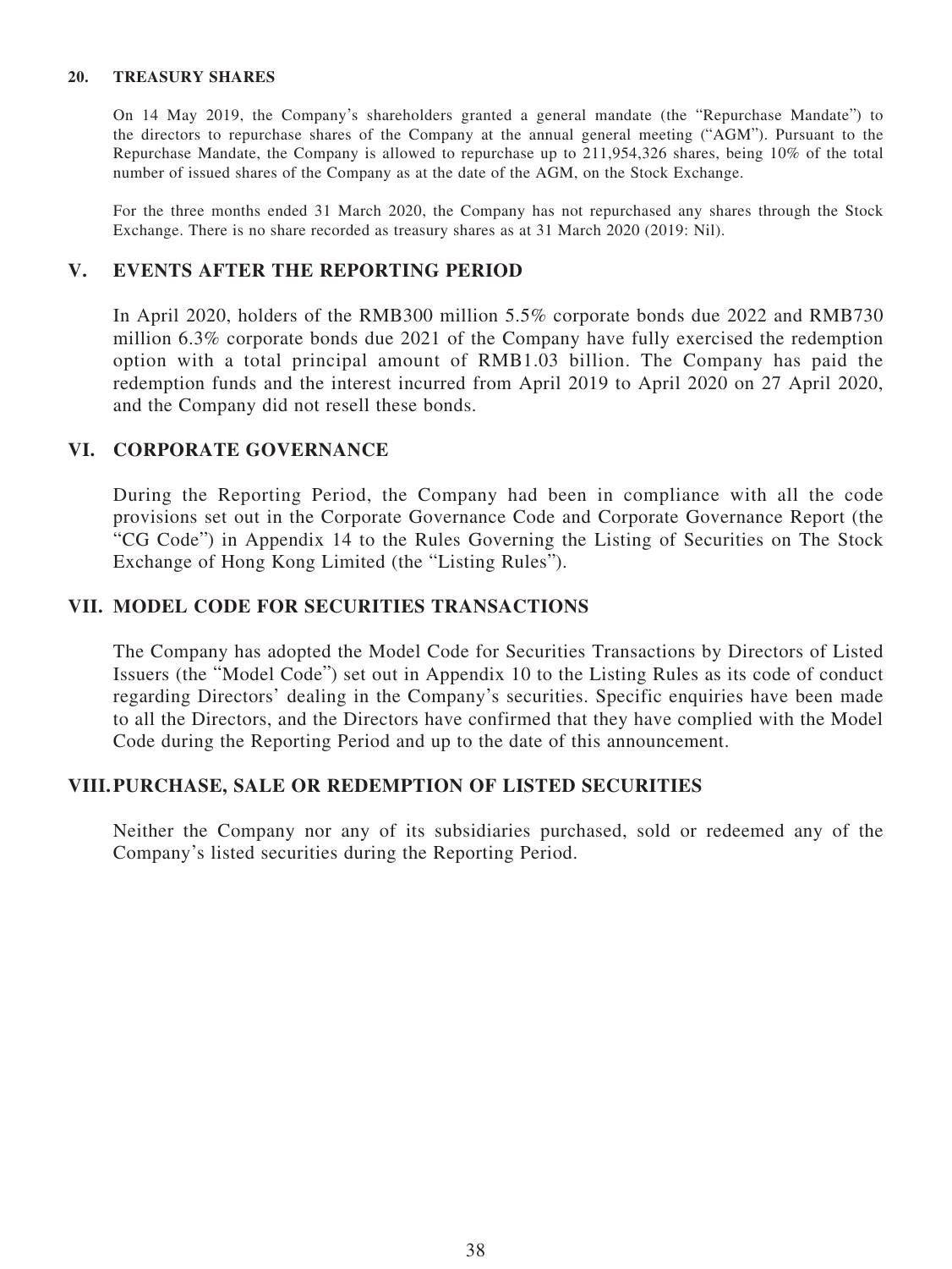#### 20. TREASURY SHARES

On 14 May 2019, the Company's shareholders granted a general mandate (the "Repurchase Mandate") to the directors to repurchase shares of the Company at the annual general meeting ("AGM"). Pursuant to the Repurchase Mandate, the Company is allowed to repurchase up to 211,954,326 shares, being 10% of the total number of issued shares of the Company as at the date of the AGM, on the Stock Exchange.

For the three months ended 31 March 2020, the Company has not repurchased any shares through the Stock Exchange. There is no share recorded as treasury shares as at 31 March 2020 (2019: Nil).

## V. EVENTS AFTER THE REPORTING PERIOD

In April 2020, holders of the RMB300 million 5.5% corporate bonds due 2022 and RMB730 million 6.3% corporate bonds due 2021 of the Company have fully exercised the redemption option with a total principal amount of RMB1.03 billion. The Company has paid the redemption funds and the interest incurred from April 2019 to April 2020 on 27 April 2020, and the Company did not resell these bonds.

## VI. CORPORATE GOVERNANCE

During the Reporting Period, the Company had been in compliance with all the code provisions set out in the Corporate Governance Code and Corporate Governance Report (the "CG Code") in Appendix 14 to the Rules Governing the Listing of Securities on The Stock Exchange of Hong Kong Limited (the "Listing Rules").

## VII. MODEL CODE FOR SECURITIES TRANSACTIONS

The Company has adopted the Model Code for Securities Transactions by Directors of Listed Issuers (the "Model Code") set out in Appendix 10 to the Listing Rules as its code of conduct regarding Directors' dealing in the Company's securities. Specific enquiries have been made to all the Directors, and the Directors have confirmed that they have complied with the Model Code during the Reporting Period and up to the date of this announcement.

## VIII. PURCHASE, SALE OR REDEMPTION OF LISTED SECURITIES

Neither the Company nor any of its subsidiaries purchased, sold or redeemed any of the Company's listed securities during the Reporting Period.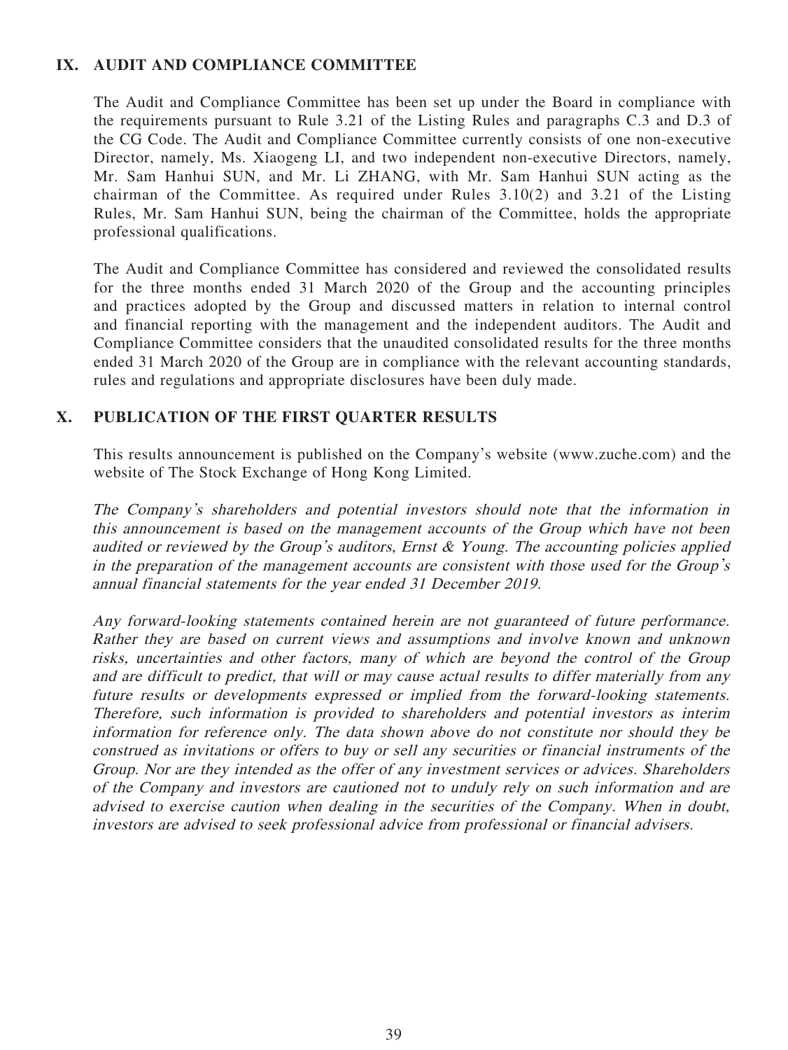## IX. AUDIT AND COMPLIANCE COMMITTEE

The Audit and Compliance Committee has been set up under the Board in compliance with the requirements pursuant to Rule 3.21 of the Listing Rules and paragraphs C.3 and D.3 of the CG Code. The Audit and Compliance Committee currently consists of one non-executive Director, namely, Ms. Xiaogeng LI, and two independent non-executive Directors, namely, Mr. Sam Hanhui SUN, and Mr. Li ZHANG, with Mr. Sam Hanhui SUN acting as the chairman of the Committee. As required under Rules 3.10(2) and 3.21 of the Listing Rules, Mr. Sam Hanhui SUN, being the chairman of the Committee, holds the appropriate professional qualifications.

The Audit and Compliance Committee has considered and reviewed the consolidated results for the three months ended 31 March 2020 of the Group and the accounting principles and practices adopted by the Group and discussed matters in relation to internal control and financial reporting with the management and the independent auditors. The Audit and Compliance Committee considers that the unaudited consolidated results for the three months ended 31 March 2020 of the Group are in compliance with the relevant accounting standards, rules and regulations and appropriate disclosures have been duly made.

## X. PUBLICATION OF THE FIRST QUARTER RESULTS

This results announcement is published on the Company's website (www.zuche.com) and the website of The Stock Exchange of Hong Kong Limited.

*The Company's shareholders and potential investors should note that the information in this announcement is based on the management accounts of the Group which have not been audited or reviewed by the Group's auditors, Ernst & Young. The accounting policies applied in the preparation of the management accounts are consistent with those used for the Group's annual financial statements for the year ended 31 December 2019.*

*Any forward-looking statements contained herein are not guaranteed of future performance. Rather they are based on current views and assumptions and involve known and unknown risks, uncertainties and other factors, many of which are beyond the control of the Group and are difficult to predict, that will or may cause actual results to differ materially from any future results or developments expressed or implied from the forward-looking statements. Therefore, such information is provided to shareholders and potential investors as interim information for reference only. The data shown above do not constitute nor should they be construed as invitations or offers to buy or sell any securities or financial instruments of the Group. Nor are they intended as the offer of any investment services or advices. Shareholders of the Company and investors are cautioned not to unduly rely on such information and are advised to exercise caution when dealing in the securities of the Company. When in doubt, investors are advised to seek professional advice from professional or financial advisers.*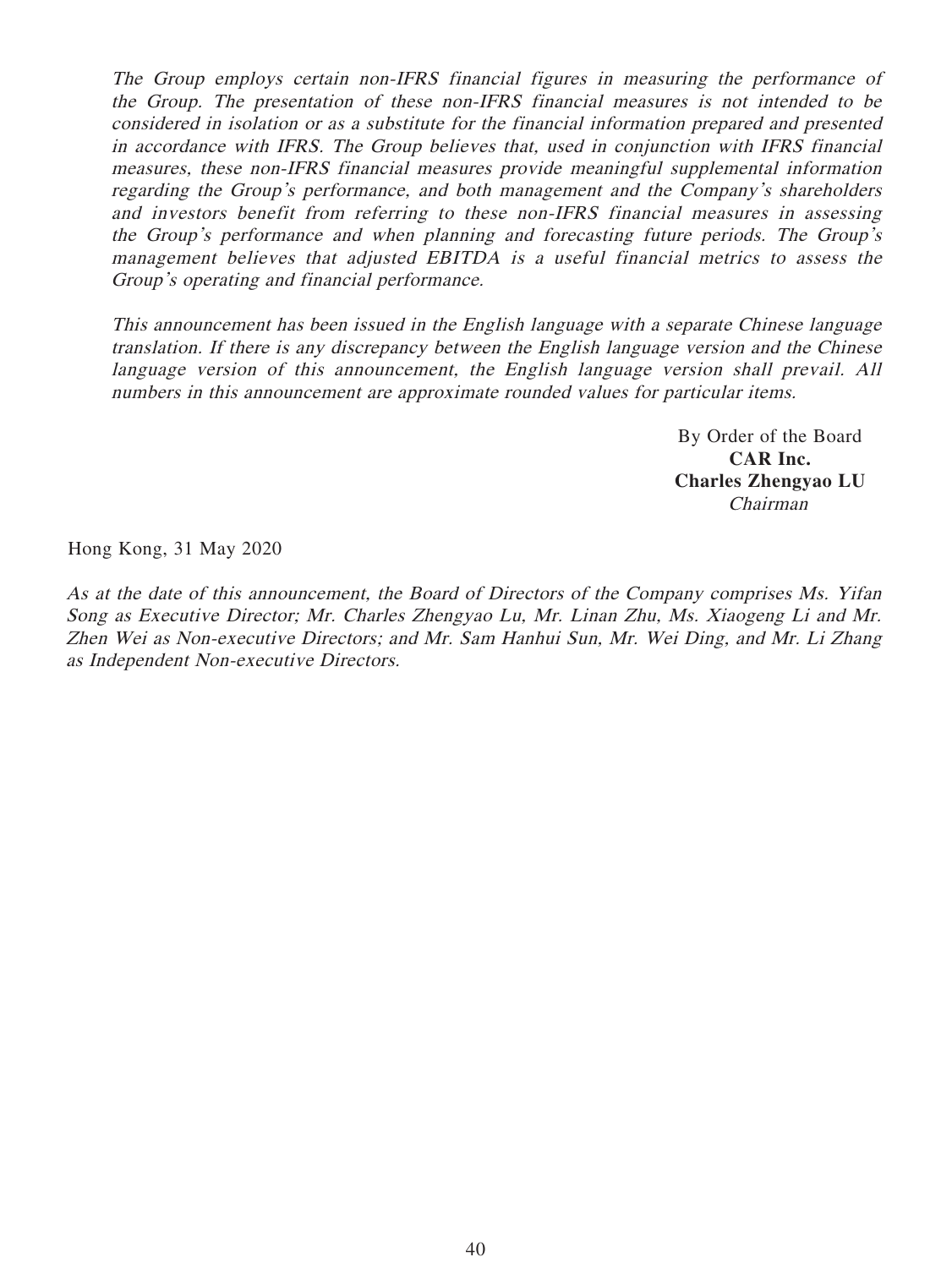*The Group employs certain non-IFRS financial figures in measuring the performance of the Group. The presentation of these non-IFRS financial measures is not intended to be considered in isolation or as a substitute for the financial information prepared and presented in accordance with IFRS. The Group believes that, used in conjunction with IFRS financial measures, these non-IFRS financial measures provide meaningful supplemental information regarding the Group's performance, and both management and the Company's shareholders and investors benefit from referring to these non-IFRS financial measures in assessing the Group's performance and when planning and forecasting future periods. The Group's management believes that adjusted EBITDA is a useful financial metrics to assess the Group's operating and financial performance.*

*This announcement has been issued in the English language with a separate Chinese language translation. If there is any discrepancy between the English language version and the Chinese language version of this announcement, the English language version shall prevail. All numbers in this announcement are approximate rounded values for particular items.*

By Order of the Board
**CAR Inc.**
**Charles Zhengyao LU**
*Chairman*

Hong Kong, 31 May 2020

*As at the date of this announcement, the Board of Directors of the Company comprises Ms. Yifan Song as Executive Director; Mr. Charles Zhengyao Lu, Mr. Linan Zhu, Ms. Xiaogeng Li and Mr. Zhen Wei as Non-executive Directors; and Mr. Sam Hanhui Sun, Mr. Wei Ding, and Mr. Li Zhang as Independent Non-executive Directors.*